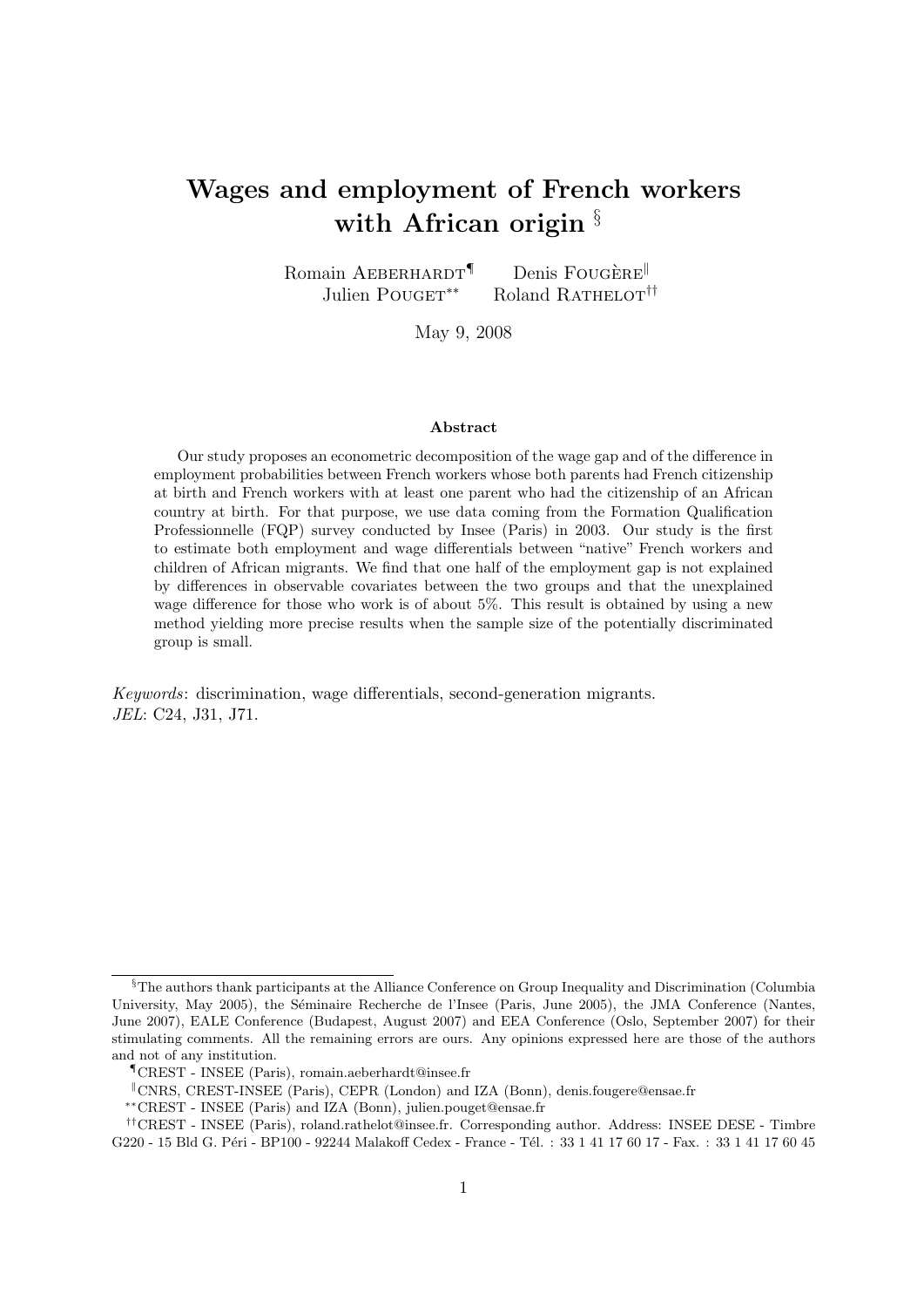# Wages and employment of French workers with African origin [§]

Romain Aeberhardt[¶] Denis Fougère[‖]
Julien Pouget[**] Roland Rathelot[††]

May 9, 2008

## Abstract

Our study proposes an econometric decomposition of the wage gap and of the difference in employment probabilities between French workers whose both parents had French citizenship at birth and French workers with at least one parent who had the citizenship of an African country at birth. For that purpose, we use data coming from the Formation Qualification Professionnelle (FQP) survey conducted by Insee (Paris) in 2003. Our study is the first to estimate both employment and wage differentials between "native" French workers and children of African migrants. We find that one half of the employment gap is not explained by differences in observable covariates between the two groups and that the unexplained wage difference for those who work is of about 5%. This result is obtained by using a new method yielding more precise results when the sample size of the potentially discriminated group is small.

*Keywords*: discrimination, wage differentials, second-generation migrants.
*JEL*: C24, J31, J71.

---

[§] The authors thank participants at the Alliance Conference on Group Inequality and Discrimination (Columbia University, May 2005), the Séminaire Recherche de l'Insee (Paris, June 2005), the JMA Conference (Nantes, June 2007), EALE Conference (Budapest, August 2007) and EEA Conference (Oslo, September 2007) for their stimulating comments. All the remaining errors are ours. Any opinions expressed here are those of the authors and not of any institution.

[¶] CREST - INSEE (Paris), romain.aeberhardt@insee.fr

[‖] CNRS, CREST-INSEE (Paris), CEPR (London) and IZA (Bonn), denis.fougere@ensae.fr

[**] CREST - INSEE (Paris) and IZA (Bonn), julien.pouget@ensae.fr

[††] CREST - INSEE (Paris), roland.rathelot@insee.fr. Corresponding author. Address: INSEE DESE - Timbre G220 - 15 Bld G. Péri - BP100 - 92244 Malakoff Cedex - France - Tél. : 33 1 41 17 60 17 - Fax. : 33 1 41 17 60 45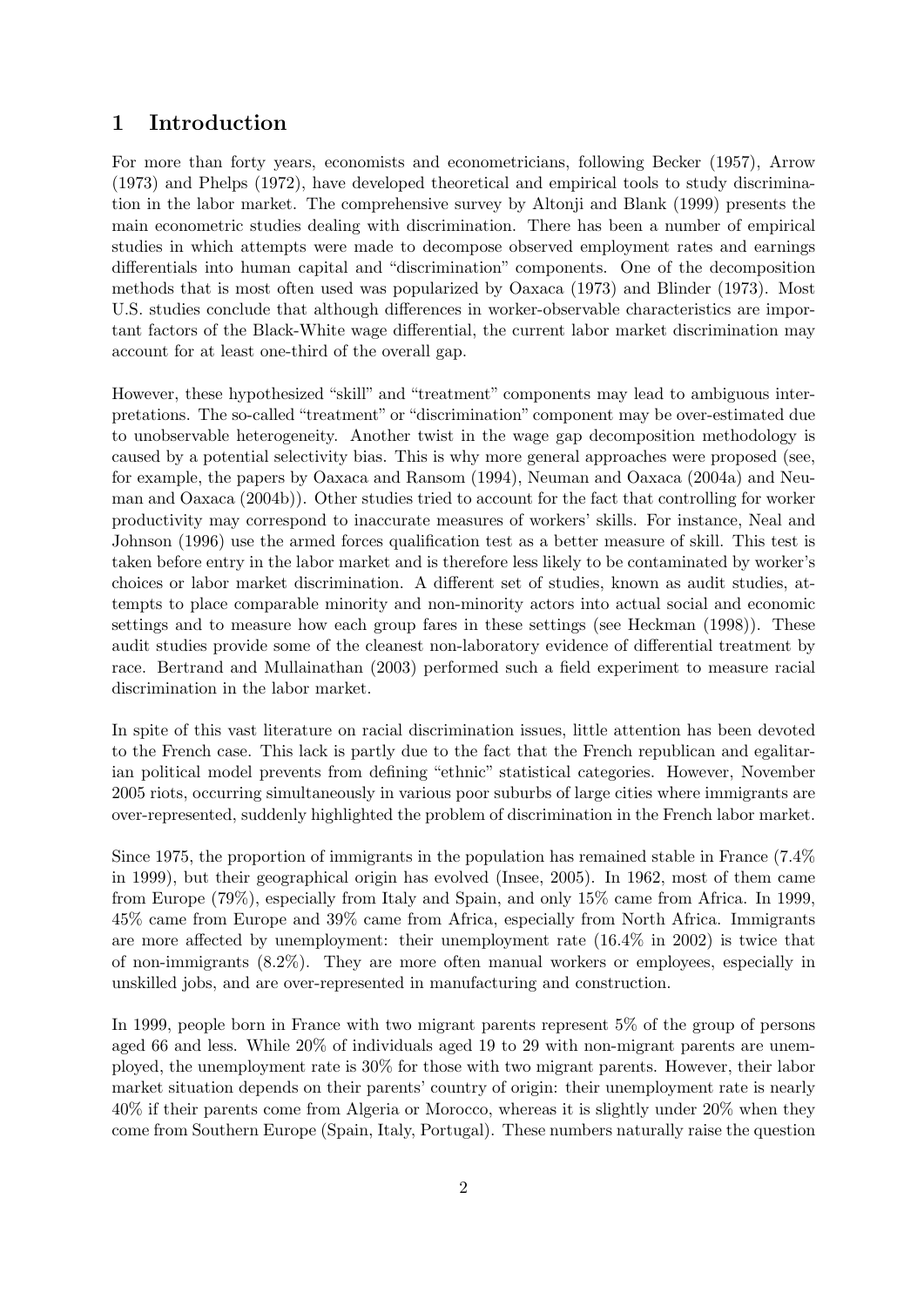## 1 Introduction

For more than forty years, economists and econometricians, following Becker (1957), Arrow (1973) and Phelps (1972), have developed theoretical and empirical tools to study discrimination in the labor market. The comprehensive survey by Altonji and Blank (1999) presents the main econometric studies dealing with discrimination. There has been a number of empirical studies in which attempts were made to decompose observed employment rates and earnings differentials into human capital and "discrimination" components. One of the decomposition methods that is most often used was popularized by Oaxaca (1973) and Blinder (1973). Most U.S. studies conclude that although differences in worker-observable characteristics are important factors of the Black-White wage differential, the current labor market discrimination may account for at least one-third of the overall gap.

However, these hypothesized "skill" and "treatment" components may lead to ambiguous interpretations. The so-called "treatment" or "discrimination" component may be over-estimated due to unobservable heterogeneity. Another twist in the wage gap decomposition methodology is caused by a potential selectivity bias. This is why more general approaches were proposed (see, for example, the papers by Oaxaca and Ransom (1994), Neuman and Oaxaca (2004a) and Neuman and Oaxaca (2004b)). Other studies tried to account for the fact that controlling for worker productivity may correspond to inaccurate measures of workers' skills. For instance, Neal and Johnson (1996) use the armed forces qualification test as a better measure of skill. This test is taken before entry in the labor market and is therefore less likely to be contaminated by worker's choices or labor market discrimination. A different set of studies, known as audit studies, attempts to place comparable minority and non-minority actors into actual social and economic settings and to measure how each group fares in these settings (see Heckman (1998)). These audit studies provide some of the cleanest non-laboratory evidence of differential treatment by race. Bertrand and Mullainathan (2003) performed such a field experiment to measure racial discrimination in the labor market.

In spite of this vast literature on racial discrimination issues, little attention has been devoted to the French case. This lack is partly due to the fact that the French republican and egalitarian political model prevents from defining "ethnic" statistical categories. However, November 2005 riots, occurring simultaneously in various poor suburbs of large cities where immigrants are over-represented, suddenly highlighted the problem of discrimination in the French labor market.

Since 1975, the proportion of immigrants in the population has remained stable in France (7.4% in 1999), but their geographical origin has evolved (Insee, 2005). In 1962, most of them came from Europe (79%), especially from Italy and Spain, and only 15% came from Africa. In 1999, 45% came from Europe and 39% came from Africa, especially from North Africa. Immigrants are more affected by unemployment: their unemployment rate (16.4% in 2002) is twice that of non-immigrants (8.2%). They are more often manual workers or employees, especially in unskilled jobs, and are over-represented in manufacturing and construction.

In 1999, people born in France with two migrant parents represent 5% of the group of persons aged 66 and less. While 20% of individuals aged 19 to 29 with non-migrant parents are unemployed, the unemployment rate is 30% for those with two migrant parents. However, their labor market situation depends on their parents' country of origin: their unemployment rate is nearly 40% if their parents come from Algeria or Morocco, whereas it is slightly under 20% when they come from Southern Europe (Spain, Italy, Portugal). These numbers naturally raise the question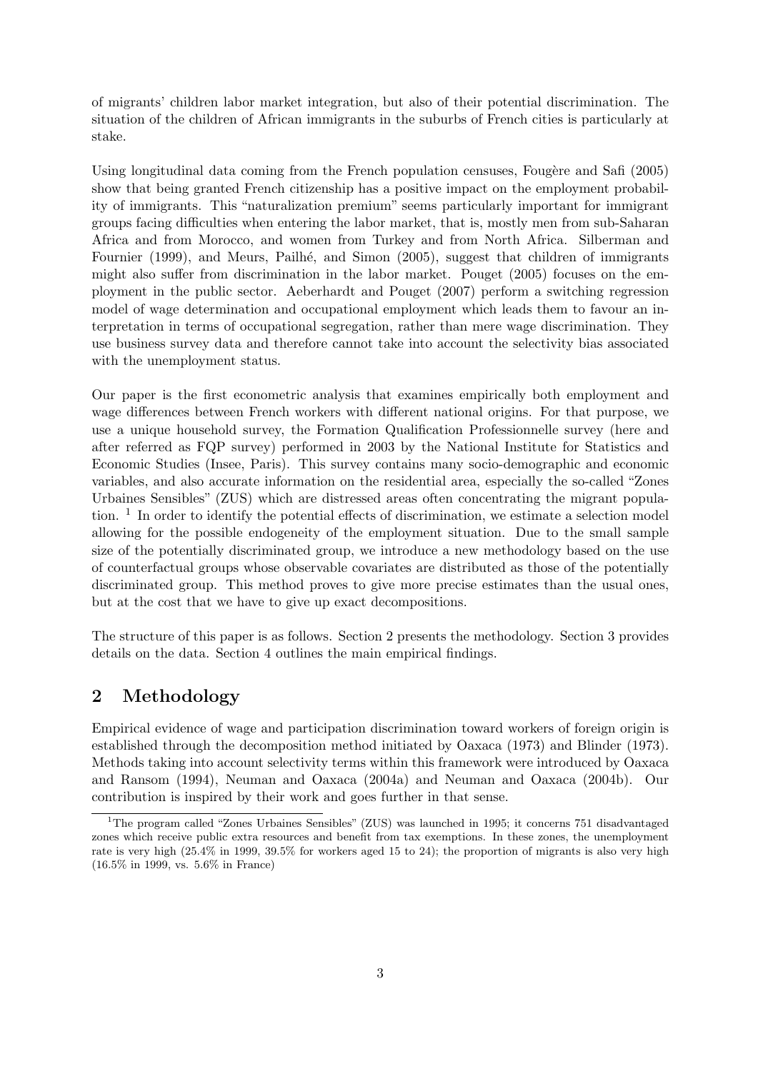of migrants' children labor market integration, but also of their potential discrimination. The situation of the children of African immigrants in the suburbs of French cities is particularly at stake.

Using longitudinal data coming from the French population censuses, Fougère and Safi (2005) show that being granted French citizenship has a positive impact on the employment probability of immigrants. This "naturalization premium" seems particularly important for immigrant groups facing difficulties when entering the labor market, that is, mostly men from sub-Saharan Africa and from Morocco, and women from Turkey and from North Africa. Silberman and Fournier (1999), and Meurs, Pailhé, and Simon (2005), suggest that children of immigrants might also suffer from discrimination in the labor market. Pouget (2005) focuses on the employment in the public sector. Aeberhardt and Pouget (2007) perform a switching regression model of wage determination and occupational employment which leads them to favour an interpretation in terms of occupational segregation, rather than mere wage discrimination. They use business survey data and therefore cannot take into account the selectivity bias associated with the unemployment status.

Our paper is the first econometric analysis that examines empirically both employment and wage differences between French workers with different national origins. For that purpose, we use a unique household survey, the Formation Qualification Professionnelle survey (here and after referred as FQP survey) performed in 2003 by the National Institute for Statistics and Economic Studies (Insee, Paris). This survey contains many socio-demographic and economic variables, and also accurate information on the residential area, especially the so-called "Zones Urbaines Sensibles" (ZUS) which are distressed areas often concentrating the migrant population. [1] In order to identify the potential effects of discrimination, we estimate a selection model allowing for the possible endogeneity of the employment situation. Due to the small sample size of the potentially discriminated group, we introduce a new methodology based on the use of counterfactual groups whose observable covariates are distributed as those of the potentially discriminated group. This method proves to give more precise estimates than the usual ones, but at the cost that we have to give up exact decompositions.

The structure of this paper is as follows. Section 2 presents the methodology. Section 3 provides details on the data. Section 4 outlines the main empirical findings.

## 2 Methodology

Empirical evidence of wage and participation discrimination toward workers of foreign origin is established through the decomposition method initiated by Oaxaca (1973) and Blinder (1973). Methods taking into account selectivity terms within this framework were introduced by Oaxaca and Ransom (1994), Neuman and Oaxaca (2004a) and Neuman and Oaxaca (2004b). Our contribution is inspired by their work and goes further in that sense.

[1] The program called "Zones Urbaines Sensibles" (ZUS) was launched in 1995; it concerns 751 disadvantaged zones which receive public extra resources and benefit from tax exemptions. In these zones, the unemployment rate is very high (25.4% in 1999, 39.5% for workers aged 15 to 24); the proportion of migrants is also very high (16.5% in 1999, vs. 5.6% in France)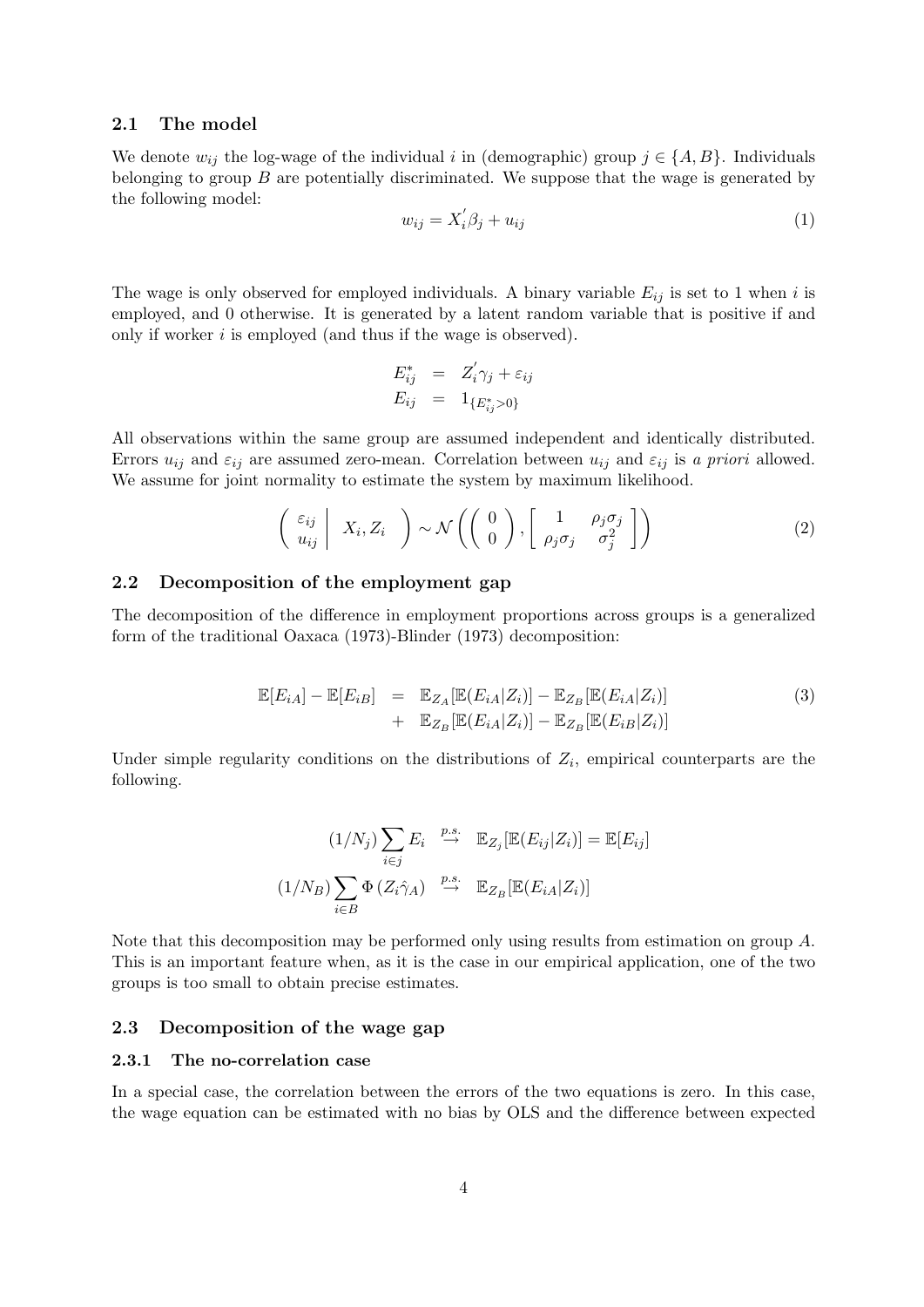### 2.1 The model

We denote $w_{ij}$ the log-wage of the individual $i$ in (demographic) group $j \in \{A, B\}$. Individuals belonging to group $B$ are potentially discriminated. We suppose that the wage is generated by the following model:

$$w_{ij} = X_i^{'}\beta_j + u_{ij} \tag{1}$$

The wage is only observed for employed individuals. A binary variable $E_{ij}$ is set to 1 when $i$ is employed, and 0 otherwise. It is generated by a latent random variable that is positive if and only if worker $i$ is employed (and thus if the wage is observed).

$$\begin{aligned} E_{ij}^{*} &= Z_i^{'}\gamma_j + \varepsilon_{ij} \\ E_{ij} &= 1_{\{E_{ij}^{*}>0\}} \end{aligned}$$

All observations within the same group are assumed independent and identically distributed. Errors $u_{ij}$ and $\varepsilon_{ij}$ are assumed zero-mean. Correlation between $u_{ij}$ and $\varepsilon_{ij}$ is *a priori* allowed. We assume for joint normality to estimate the system by maximum likelihood.

$$\left( \begin{array}{c} \varepsilon_{ij} \\ u_{ij} \end{array} \middle| \; X_i, Z_i \right) \sim \mathcal{N}\left( \left( \begin{array}{c} 0 \\ 0 \end{array} \right), \left[ \begin{array}{cc} 1 & \rho_j\sigma_j \\ \rho_j\sigma_j & \sigma_j^2 \end{array} \right] \right) \tag{2}$$

### 2.2 Decomposition of the employment gap

The decomposition of the difference in employment proportions across groups is a generalized form of the traditional Oaxaca (1973)-Blinder (1973) decomposition:

$$\begin{aligned} \mathbb{E}[E_{iA}] - \mathbb{E}[E_{iB}] &= \mathbb{E}_{Z_A}[\mathbb{E}(E_{iA}|Z_i)] - \mathbb{E}_{Z_B}[\mathbb{E}(E_{iA}|Z_i)] \\ &+ \mathbb{E}_{Z_B}[\mathbb{E}(E_{iA}|Z_i)] - \mathbb{E}_{Z_B}[\mathbb{E}(E_{iB}|Z_i)] \end{aligned} \tag{3}$$

Under simple regularity conditions on the distributions of $Z_i$, empirical counterparts are the following.

$$\begin{aligned} (1/N_j)\sum_{i\in j} E_i &\overset{p.s.}{\to} \mathbb{E}_{Z_j}[\mathbb{E}(E_{ij}|Z_i)] = \mathbb{E}[E_{ij}] \\ (1/N_B)\sum_{i\in B} \Phi\left(Z_i\hat{\gamma}_A\right) &\overset{p.s.}{\to} \mathbb{E}_{Z_B}[\mathbb{E}(E_{iA}|Z_i)] \end{aligned}$$

Note that this decomposition may be performed only using results from estimation on group $A$. This is an important feature when, as it is the case in our empirical application, one of the two groups is too small to obtain precise estimates.

### 2.3 Decomposition of the wage gap

#### 2.3.1 The no-correlation case

In a special case, the correlation between the errors of the two equations is zero. In this case, the wage equation can be estimated with no bias by OLS and the difference between expected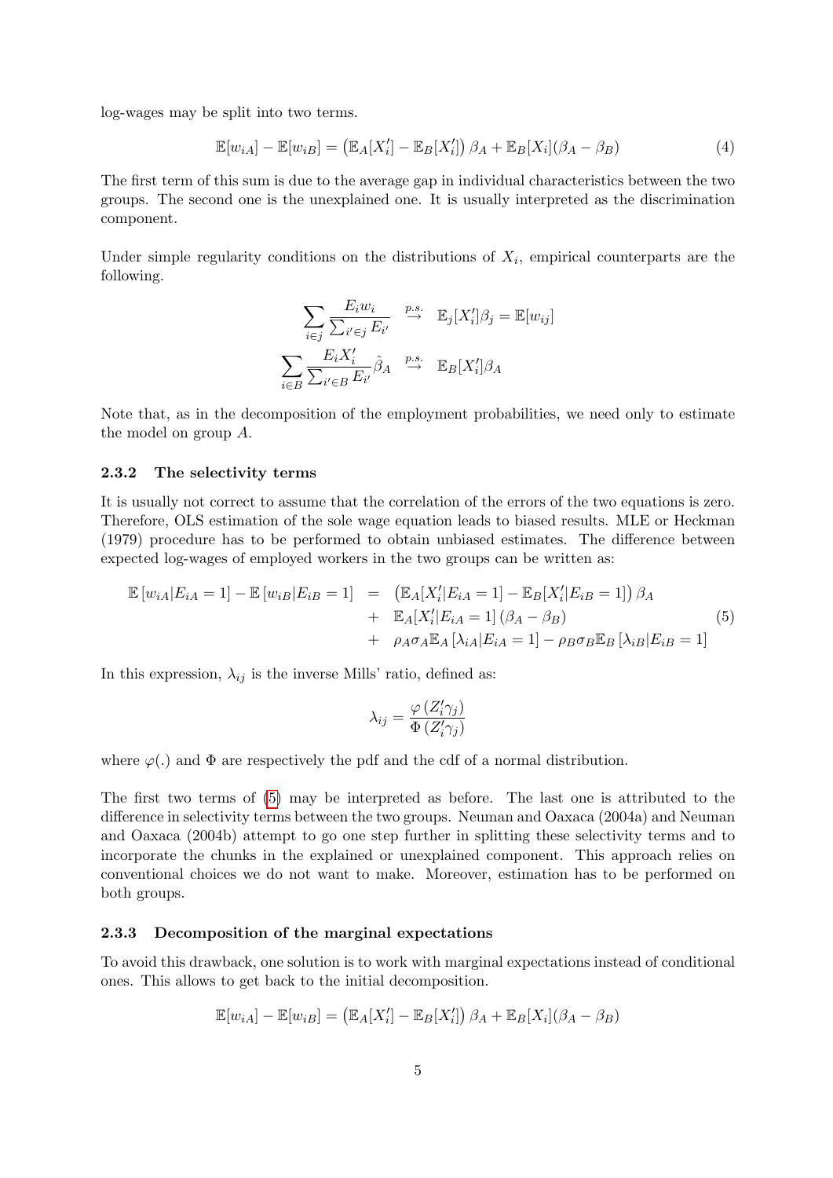log-wages may be split into two terms.

$$\mathbb{E}[w_{iA}] - \mathbb{E}[w_{iB}] = \left(\mathbb{E}_A[X_i'] - \mathbb{E}_B[X_i']\right)\beta_A + \mathbb{E}_B[X_i](\beta_A - \beta_B) \tag{4}$$

The first term of this sum is due to the average gap in individual characteristics between the two groups. The second one is the unexplained one. It is usually interpreted as the discrimination component.

Under simple regularity conditions on the distributions of $X_i$, empirical counterparts are the following.

$$\sum_{i \in j} \frac{E_i w_i}{\sum_{i' \in j} E_{i'}} \overset{p.s.}{\to} \mathbb{E}_j[X_i']\beta_j = \mathbb{E}[w_{ij}]$$

$$\sum_{i \in B} \frac{E_i X_i'}{\sum_{i' \in B} E_{i'}} \hat{\beta}_A \overset{p.s.}{\to} \mathbb{E}_B[X_i']\beta_A$$

Note that, as in the decomposition of the employment probabilities, we need only to estimate the model on group $A$.

### 2.3.2 The selectivity terms

It is usually not correct to assume that the correlation of the errors of the two equations is zero. Therefore, OLS estimation of the sole wage equation leads to biased results. MLE or Heckman (1979) procedure has to be performed to obtain unbiased estimates. The difference between expected log-wages of employed workers in the two groups can be written as:

$$\begin{aligned}
\mathbb{E}\left[w_{iA}|E_{iA}=1\right] - \mathbb{E}\left[w_{iB}|E_{iB}=1\right] &= \left(\mathbb{E}_A[X_i'|E_{iA}=1] - \mathbb{E}_B[X_i'|E_{iB}=1]\right)\beta_A \\
&+ \mathbb{E}_A[X_i'|E_{iA}=1]\left(\beta_A - \beta_B\right) \\
&+ \rho_A\sigma_A\mathbb{E}_A\left[\lambda_{iA}|E_{iA}=1\right] - \rho_B\sigma_B\mathbb{E}_B\left[\lambda_{iB}|E_{iB}=1\right]
\end{aligned} \tag{5}$$

In this expression, $\lambda_{ij}$ is the inverse Mills' ratio, defined as:

$$\lambda_{ij} = \frac{\varphi\left(Z_i'\gamma_j\right)}{\Phi\left(Z_i'\gamma_j\right)}$$

where $\varphi(.)$ and $\Phi$ are respectively the pdf and the cdf of a normal distribution.

The first two terms of (5) may be interpreted as before. The last one is attributed to the difference in selectivity terms between the two groups. Neuman and Oaxaca (2004a) and Neuman and Oaxaca (2004b) attempt to go one step further in splitting these selectivity terms and to incorporate the chunks in the explained or unexplained component. This approach relies on conventional choices we do not want to make. Moreover, estimation has to be performed on both groups.

### 2.3.3 Decomposition of the marginal expectations

To avoid this drawback, one solution is to work with marginal expectations instead of conditional ones. This allows to get back to the initial decomposition.

$$\mathbb{E}[w_{iA}] - \mathbb{E}[w_{iB}] = \left(\mathbb{E}_A[X_i'] - \mathbb{E}_B[X_i']\right)\beta_A + \mathbb{E}_B[X_i](\beta_A - \beta_B)$$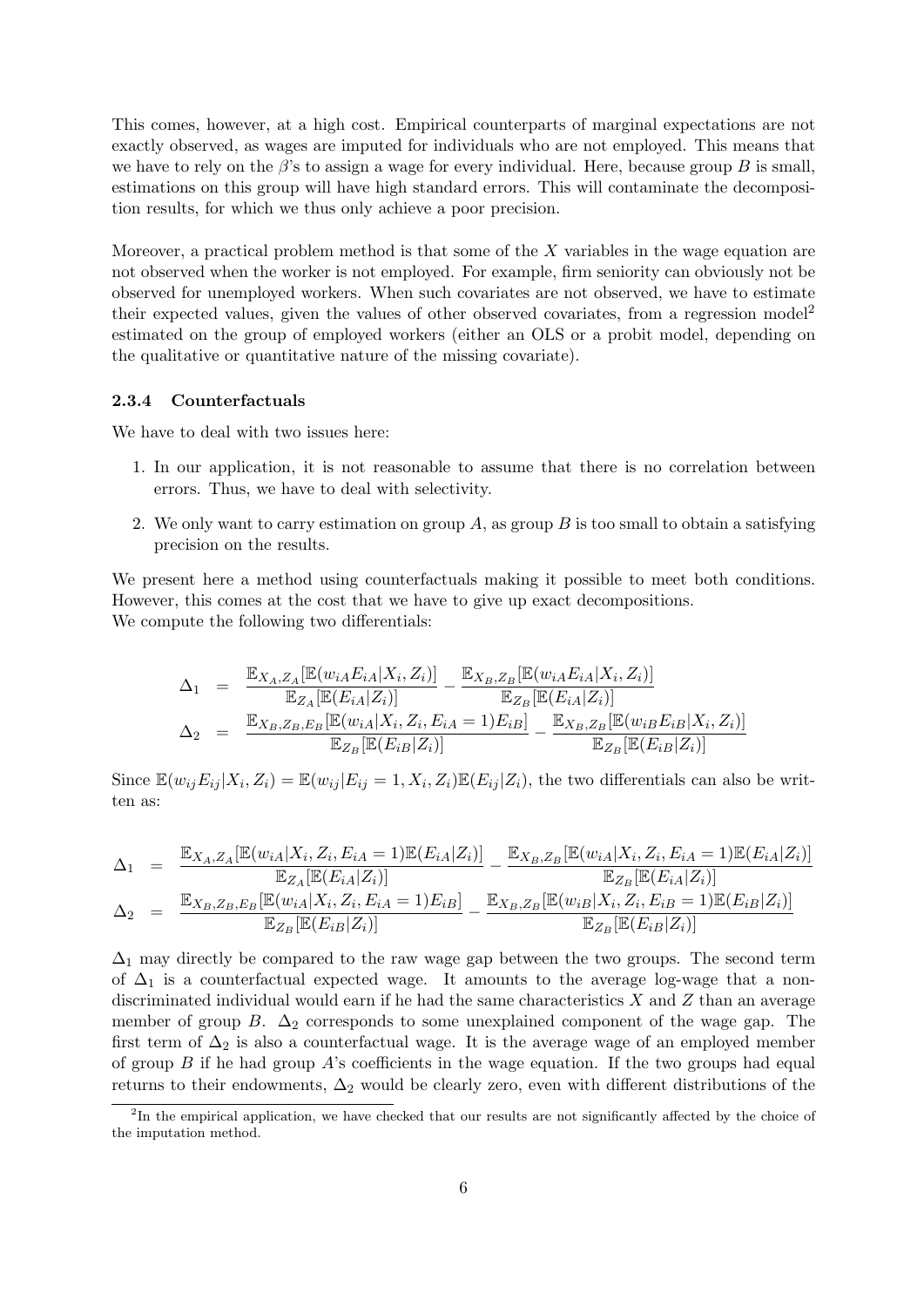This comes, however, at a high cost. Empirical counterparts of marginal expectations are not exactly observed, as wages are imputed for individuals who are not employed. This means that we have to rely on the $\beta$'s to assign a wage for every individual. Here, because group $B$ is small, estimations on this group will have high standard errors. This will contaminate the decomposition results, for which we thus only achieve a poor precision.

Moreover, a practical problem method is that some of the $X$ variables in the wage equation are not observed when the worker is not employed. For example, firm seniority can obviously not be observed for unemployed workers. When such covariates are not observed, we have to estimate their expected values, given the values of other observed covariates, from a regression model[2] estimated on the group of employed workers (either an OLS or a probit model, depending on the qualitative or quantitative nature of the missing covariate).

#### 2.3.4 Counterfactuals

We have to deal with two issues here:

1. In our application, it is not reasonable to assume that there is no correlation between errors. Thus, we have to deal with selectivity.
2. We only want to carry estimation on group $A$, as group $B$ is too small to obtain a satisfying precision on the results.

We present here a method using counterfactuals making it possible to meet both conditions. However, this comes at the cost that we have to give up exact decompositions.
We compute the following two differentials:

$$
\begin{aligned}
\Delta_1 &= \frac{\mathbb{E}_{X_A,Z_A}[\mathbb{E}(w_{iA}E_{iA}|X_i,Z_i)]}{\mathbb{E}_{Z_A}[\mathbb{E}(E_{iA}|Z_i)]} - \frac{\mathbb{E}_{X_B,Z_B}[\mathbb{E}(w_{iA}E_{iA}|X_i,Z_i)]}{\mathbb{E}_{Z_B}[\mathbb{E}(E_{iA}|Z_i)]} \\
\Delta_2 &= \frac{\mathbb{E}_{X_B,Z_B,E_B}[\mathbb{E}(w_{iA}|X_i,Z_i,E_{iA}=1)E_{iB}]}{\mathbb{E}_{Z_B}[\mathbb{E}(E_{iB}|Z_i)]} - \frac{\mathbb{E}_{X_B,Z_B}[\mathbb{E}(w_{iB}E_{iB}|X_i,Z_i)]}{\mathbb{E}_{Z_B}[\mathbb{E}(E_{iB}|Z_i)]}
\end{aligned}
$$

Since $\mathbb{E}(w_{ij}E_{ij}|X_i,Z_i) = \mathbb{E}(w_{ij}|E_{ij}=1,X_i,Z_i)\mathbb{E}(E_{ij}|Z_i)$, the two differentials can also be written as:

$$
\begin{aligned}
\Delta_1 &= \frac{\mathbb{E}_{X_A,Z_A}[\mathbb{E}(w_{iA}|X_i,Z_i,E_{iA}=1)\mathbb{E}(E_{iA}|Z_i)]}{\mathbb{E}_{Z_A}[\mathbb{E}(E_{iA}|Z_i)]} - \frac{\mathbb{E}_{X_B,Z_B}[\mathbb{E}(w_{iA}|X_i,Z_i,E_{iA}=1)\mathbb{E}(E_{iA}|Z_i)]}{\mathbb{E}_{Z_B}[\mathbb{E}(E_{iA}|Z_i)]} \\
\Delta_2 &= \frac{\mathbb{E}_{X_B,Z_B,E_B}[\mathbb{E}(w_{iA}|X_i,Z_i,E_{iA}=1)E_{iB}]}{\mathbb{E}_{Z_B}[\mathbb{E}(E_{iB}|Z_i)]} - \frac{\mathbb{E}_{X_B,Z_B}[\mathbb{E}(w_{iB}|X_i,Z_i,E_{iB}=1)\mathbb{E}(E_{iB}|Z_i)]}{\mathbb{E}_{Z_B}[\mathbb{E}(E_{iB}|Z_i)]}
\end{aligned}
$$

$\Delta_1$ may directly be compared to the raw wage gap between the two groups. The second term of $\Delta_1$ is a counterfactual expected wage. It amounts to the average log-wage that a non-discriminated individual would earn if he had the same characteristics $X$ and $Z$ than an average member of group $B$. $\Delta_2$ corresponds to some unexplained component of the wage gap. The first term of $\Delta_2$ is also a counterfactual wage. It is the average wage of an employed member of group $B$ if he had group $A$'s coefficients in the wage equation. If the two groups had equal returns to their endowments, $\Delta_2$ would be clearly zero, even with different distributions of the

[2] In the empirical application, we have checked that our results are not significantly affected by the choice of the imputation method.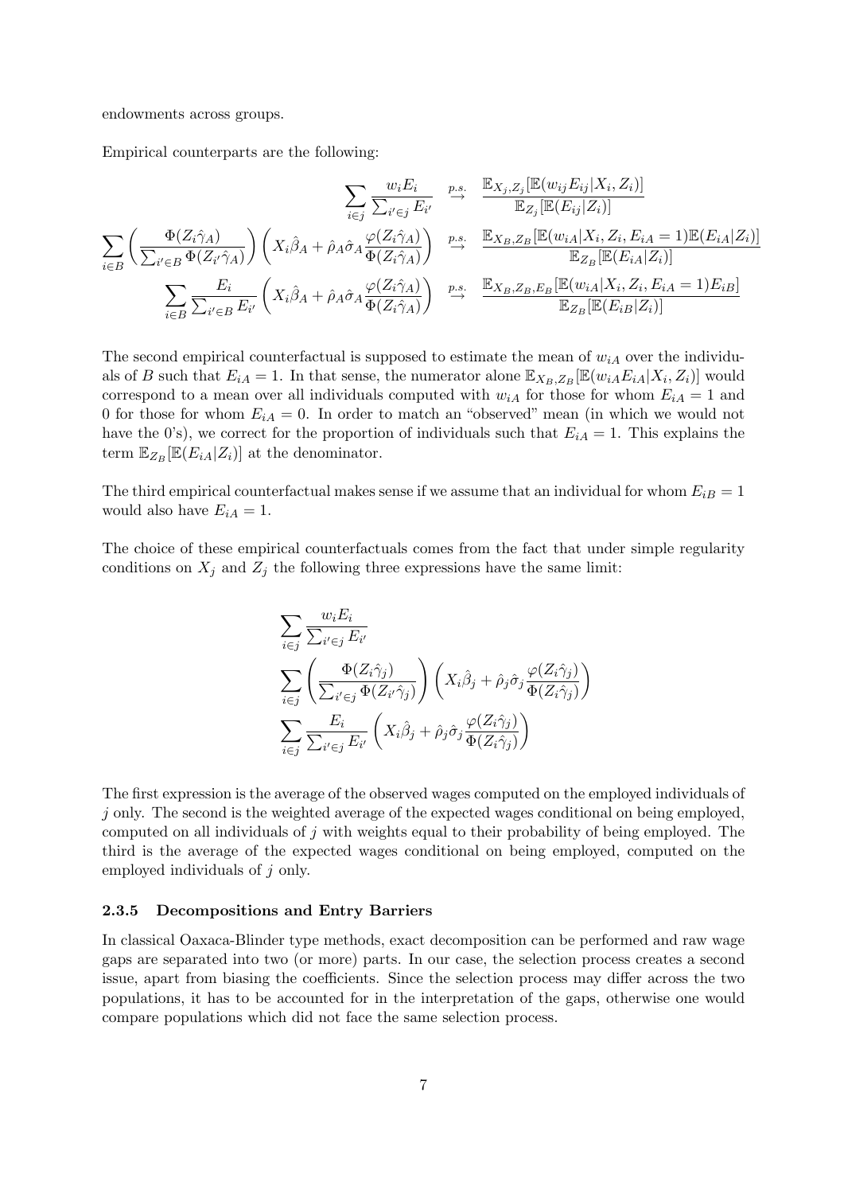endowments across groups.

Empirical counterparts are the following:

$$\sum_{i\in j} \frac{w_i E_i}{\sum_{i'\in j} E_{i'}} \overset{p.s.}{\to} \frac{\mathbb{E}_{X_j,Z_j}[\mathbb{E}(w_{ij}E_{ij}|X_i,Z_i)]}{\mathbb{E}_{Z_j}[\mathbb{E}(E_{ij}|Z_i)]}$$

$$\sum_{i\in B} \left(\frac{\Phi(Z_i\hat{\gamma}_A)}{\sum_{i'\in B}\Phi(Z_{i'}\hat{\gamma}_A)}\right)\left(X_i\hat{\beta}_A + \hat{\rho}_A\hat{\sigma}_A\frac{\varphi(Z_i\hat{\gamma}_A)}{\Phi(Z_i\hat{\gamma}_A)}\right) \overset{p.s.}{\to} \frac{\mathbb{E}_{X_B,Z_B}[\mathbb{E}(w_{iA}|X_i,Z_i,E_{iA}=1)\mathbb{E}(E_{iA}|Z_i)]}{\mathbb{E}_{Z_B}[\mathbb{E}(E_{iA}|Z_i)]}$$

$$\sum_{i\in B} \frac{E_i}{\sum_{i'\in B} E_{i'}}\left(X_i\hat{\beta}_A + \hat{\rho}_A\hat{\sigma}_A\frac{\varphi(Z_i\hat{\gamma}_A)}{\Phi(Z_i\hat{\gamma}_A)}\right) \overset{p.s.}{\to} \frac{\mathbb{E}_{X_B,Z_B,E_B}[\mathbb{E}(w_{iA}|X_i,Z_i,E_{iA}=1)E_{iB}]}{\mathbb{E}_{Z_B}[\mathbb{E}(E_{iB}|Z_i)]}$$

The second empirical counterfactual is supposed to estimate the mean of $w_{iA}$ over the individuals of $B$ such that $E_{iA}=1$. In that sense, the numerator alone $\mathbb{E}_{X_B,Z_B}[\mathbb{E}(w_{iA}E_{iA}|X_i,Z_i)]$ would correspond to a mean over all individuals computed with $w_{iA}$ for those for whom $E_{iA}=1$ and 0 for those for whom $E_{iA}=0$. In order to match an "observed" mean (in which we would not have the 0's), we correct for the proportion of individuals such that $E_{iA}=1$. This explains the term $\mathbb{E}_{Z_B}[\mathbb{E}(E_{iA}|Z_i)]$ at the denominator.

The third empirical counterfactual makes sense if we assume that an individual for whom $E_{iB}=1$ would also have $E_{iA}=1$.

The choice of these empirical counterfactuals comes from the fact that under simple regularity conditions on $X_j$ and $Z_j$ the following three expressions have the same limit:

$$\sum_{i\in j} \frac{w_i E_i}{\sum_{i'\in j} E_{i'}}$$

$$\sum_{i\in j} \left(\frac{\Phi(Z_i\hat{\gamma}_j)}{\sum_{i'\in j}\Phi(Z_{i'}\hat{\gamma}_j)}\right)\left(X_i\hat{\beta}_j + \hat{\rho}_j\hat{\sigma}_j\frac{\varphi(Z_i\hat{\gamma}_j)}{\Phi(Z_i\hat{\gamma}_j)}\right)$$

$$\sum_{i\in j} \frac{E_i}{\sum_{i'\in j} E_{i'}}\left(X_i\hat{\beta}_j + \hat{\rho}_j\hat{\sigma}_j\frac{\varphi(Z_i\hat{\gamma}_j)}{\Phi(Z_i\hat{\gamma}_j)}\right)$$

The first expression is the average of the observed wages computed on the employed individuals of $j$ only. The second is the weighted average of the expected wages conditional on being employed, computed on all individuals of $j$ with weights equal to their probability of being employed. The third is the average of the expected wages conditional on being employed, computed on the employed individuals of $j$ only.

### 2.3.5 Decompositions and Entry Barriers

In classical Oaxaca-Blinder type methods, exact decomposition can be performed and raw wage gaps are separated into two (or more) parts. In our case, the selection process creates a second issue, apart from biasing the coefficients. Since the selection process may differ across the two populations, it has to be accounted for in the interpretation of the gaps, otherwise one would compare populations which did not face the same selection process.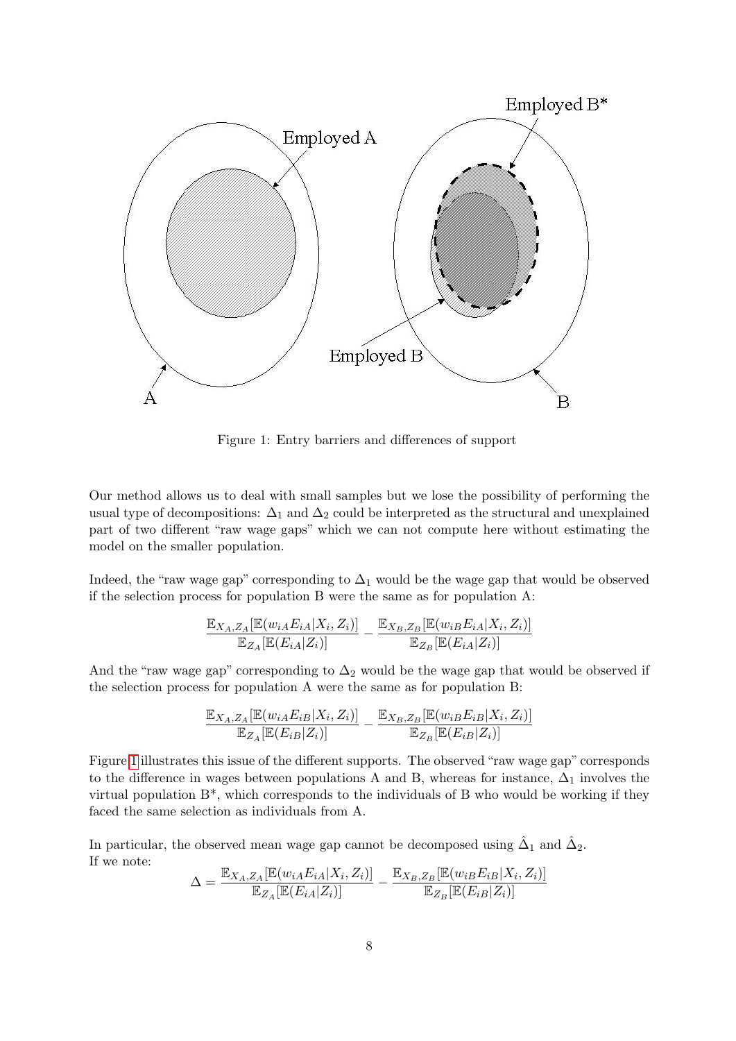Figure 1: Entry barriers and differences of support

Our method allows us to deal with small samples but we lose the possibility of performing the usual type of decompositions: $\Delta_1$ and $\Delta_2$ could be interpreted as the structural and unexplained part of two different "raw wage gaps" which we can not compute here without estimating the model on the smaller population.

Indeed, the "raw wage gap" corresponding to $\Delta_1$ would be the wage gap that would be observed if the selection process for population B were the same as for population A:

$$\frac{\mathbb{E}_{X_A,Z_A}[\mathbb{E}(w_{iA}E_{iA}|X_i,Z_i)]}{\mathbb{E}_{Z_A}[\mathbb{E}(E_{iA}|Z_i)]} - \frac{\mathbb{E}_{X_B,Z_B}[\mathbb{E}(w_{iB}E_{iA}|X_i,Z_i)]}{\mathbb{E}_{Z_B}[\mathbb{E}(E_{iA}|Z_i)]}$$

And the "raw wage gap" corresponding to $\Delta_2$ would be the wage gap that would be observed if the selection process for population A were the same as for population B:

$$\frac{\mathbb{E}_{X_A,Z_A}[\mathbb{E}(w_{iA}E_{iB}|X_i,Z_i)]}{\mathbb{E}_{Z_A}[\mathbb{E}(E_{iB}|Z_i)]} - \frac{\mathbb{E}_{X_B,Z_B}[\mathbb{E}(w_{iB}E_{iB}|X_i,Z_i)]}{\mathbb{E}_{Z_B}[\mathbb{E}(E_{iB}|Z_i)]}$$

Figure 1 illustrates this issue of the different supports. The observed "raw wage gap" corresponds to the difference in wages between populations A and B, whereas for instance, $\Delta_1$ involves the virtual population B*, which corresponds to the individuals of B who would be working if they faced the same selection as individuals from A.

In particular, the observed mean wage gap cannot be decomposed using $\hat{\Delta}_1$ and $\hat{\Delta}_2$.
If we note:

$$\Delta = \frac{\mathbb{E}_{X_A,Z_A}[\mathbb{E}(w_{iA}E_{iA}|X_i,Z_i)]}{\mathbb{E}_{Z_A}[\mathbb{E}(E_{iA}|Z_i)]} - \frac{\mathbb{E}_{X_B,Z_B}[\mathbb{E}(w_{iB}E_{iB}|X_i,Z_i)]}{\mathbb{E}_{Z_B}[\mathbb{E}(E_{iB}|Z_i)]}$$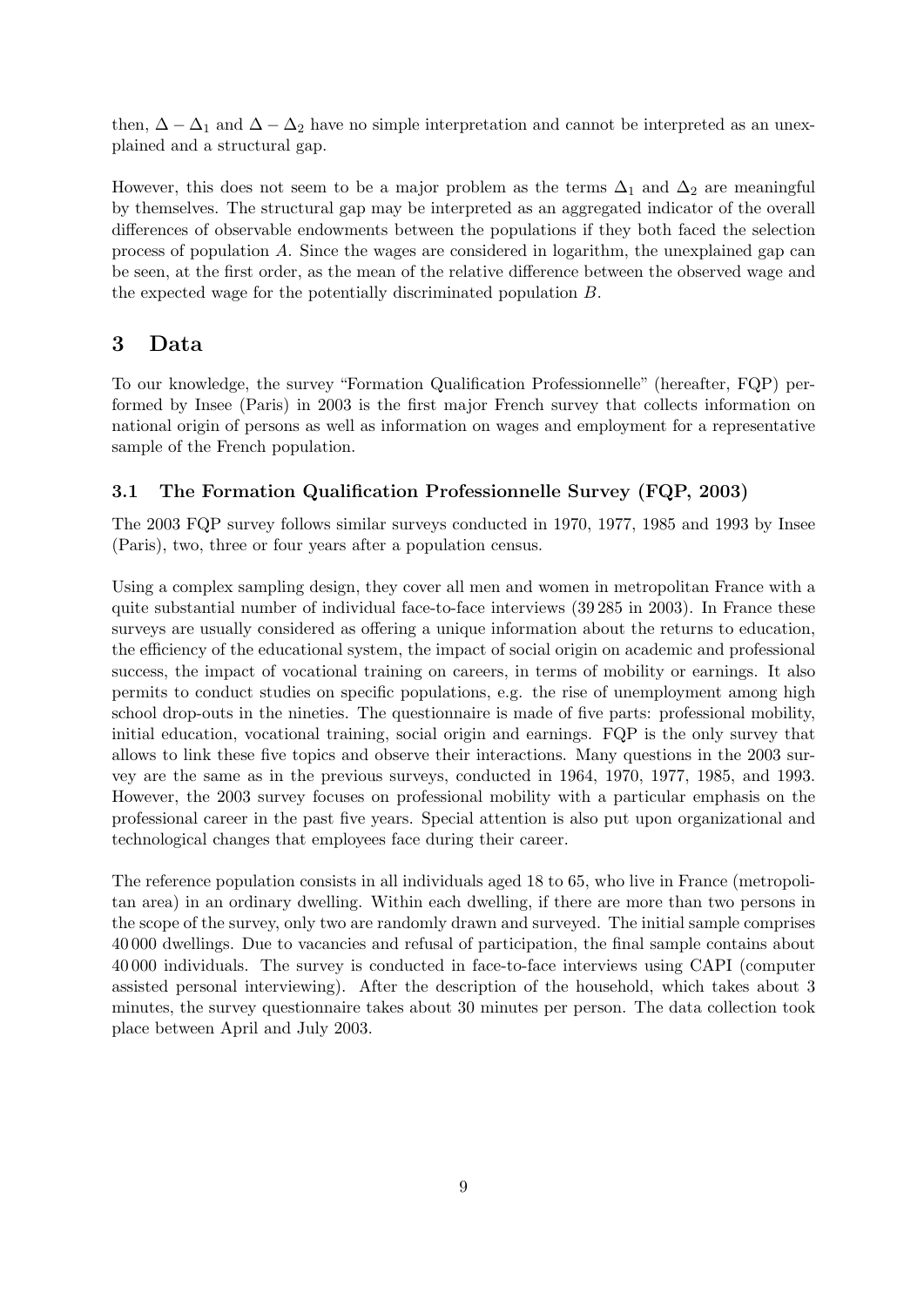then, $\Delta - \Delta_1$ and $\Delta - \Delta_2$ have no simple interpretation and cannot be interpreted as an unexplained and a structural gap.

However, this does not seem to be a major problem as the terms $\Delta_1$ and $\Delta_2$ are meaningful by themselves. The structural gap may be interpreted as an aggregated indicator of the overall differences of observable endowments between the populations if they both faced the selection process of population $A$. Since the wages are considered in logarithm, the unexplained gap can be seen, at the first order, as the mean of the relative difference between the observed wage and the expected wage for the potentially discriminated population $B$.

# 3 Data

To our knowledge, the survey "Formation Qualification Professionnelle" (hereafter, FQP) performed by Insee (Paris) in 2003 is the first major French survey that collects information on national origin of persons as well as information on wages and employment for a representative sample of the French population.

## 3.1 The Formation Qualification Professionnelle Survey (FQP, 2003)

The 2003 FQP survey follows similar surveys conducted in 1970, 1977, 1985 and 1993 by Insee (Paris), two, three or four years after a population census.

Using a complex sampling design, they cover all men and women in metropolitan France with a quite substantial number of individual face-to-face interviews (39 285 in 2003). In France these surveys are usually considered as offering a unique information about the returns to education, the efficiency of the educational system, the impact of social origin on academic and professional success, the impact of vocational training on careers, in terms of mobility or earnings. It also permits to conduct studies on specific populations, e.g. the rise of unemployment among high school drop-outs in the nineties. The questionnaire is made of five parts: professional mobility, initial education, vocational training, social origin and earnings. FQP is the only survey that allows to link these five topics and observe their interactions. Many questions in the 2003 survey are the same as in the previous surveys, conducted in 1964, 1970, 1977, 1985, and 1993. However, the 2003 survey focuses on professional mobility with a particular emphasis on the professional career in the past five years. Special attention is also put upon organizational and technological changes that employees face during their career.

The reference population consists in all individuals aged 18 to 65, who live in France (metropolitan area) in an ordinary dwelling. Within each dwelling, if there are more than two persons in the scope of the survey, only two are randomly drawn and surveyed. The initial sample comprises 40 000 dwellings. Due to vacancies and refusal of participation, the final sample contains about 40 000 individuals. The survey is conducted in face-to-face interviews using CAPI (computer assisted personal interviewing). After the description of the household, which takes about 3 minutes, the survey questionnaire takes about 30 minutes per person. The data collection took place between April and July 2003.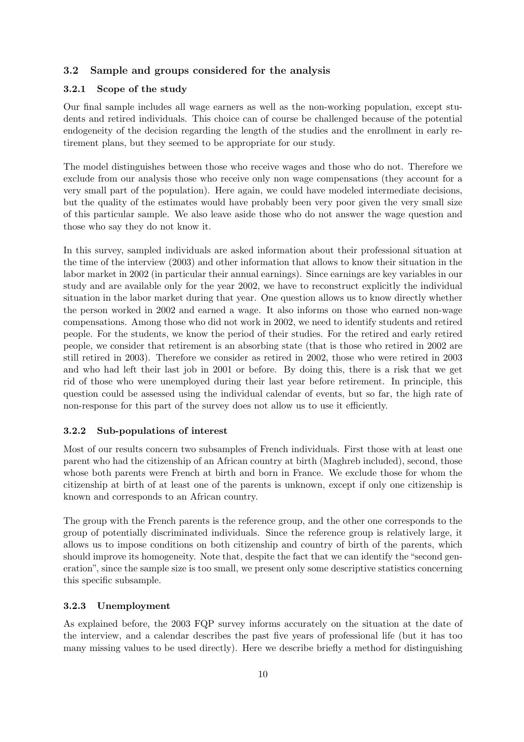## 3.2 Sample and groups considered for the analysis

### 3.2.1 Scope of the study

Our final sample includes all wage earners as well as the non-working population, except students and retired individuals. This choice can of course be challenged because of the potential endogeneity of the decision regarding the length of the studies and the enrollment in early retirement plans, but they seemed to be appropriate for our study.

The model distinguishes between those who receive wages and those who do not. Therefore we exclude from our analysis those who receive only non wage compensations (they account for a very small part of the population). Here again, we could have modeled intermediate decisions, but the quality of the estimates would have probably been very poor given the very small size of this particular sample. We also leave aside those who do not answer the wage question and those who say they do not know it.

In this survey, sampled individuals are asked information about their professional situation at the time of the interview (2003) and other information that allows to know their situation in the labor market in 2002 (in particular their annual earnings). Since earnings are key variables in our study and are available only for the year 2002, we have to reconstruct explicitly the individual situation in the labor market during that year. One question allows us to know directly whether the person worked in 2002 and earned a wage. It also informs on those who earned non-wage compensations. Among those who did not work in 2002, we need to identify students and retired people. For the students, we know the period of their studies. For the retired and early retired people, we consider that retirement is an absorbing state (that is those who retired in 2002 are still retired in 2003). Therefore we consider as retired in 2002, those who were retired in 2003 and who had left their last job in 2001 or before. By doing this, there is a risk that we get rid of those who were unemployed during their last year before retirement. In principle, this question could be assessed using the individual calendar of events, but so far, the high rate of non-response for this part of the survey does not allow us to use it efficiently.

### 3.2.2 Sub-populations of interest

Most of our results concern two subsamples of French individuals. First those with at least one parent who had the citizenship of an African country at birth (Maghreb included), second, those whose both parents were French at birth and born in France. We exclude those for whom the citizenship at birth of at least one of the parents is unknown, except if only one citizenship is known and corresponds to an African country.

The group with the French parents is the reference group, and the other one corresponds to the group of potentially discriminated individuals. Since the reference group is relatively large, it allows us to impose conditions on both citizenship and country of birth of the parents, which should improve its homogeneity. Note that, despite the fact that we can identify the "second generation", since the sample size is too small, we present only some descriptive statistics concerning this specific subsample.

### 3.2.3 Unemployment

As explained before, the 2003 FQP survey informs accurately on the situation at the date of the interview, and a calendar describes the past five years of professional life (but it has too many missing values to be used directly). Here we describe briefly a method for distinguishing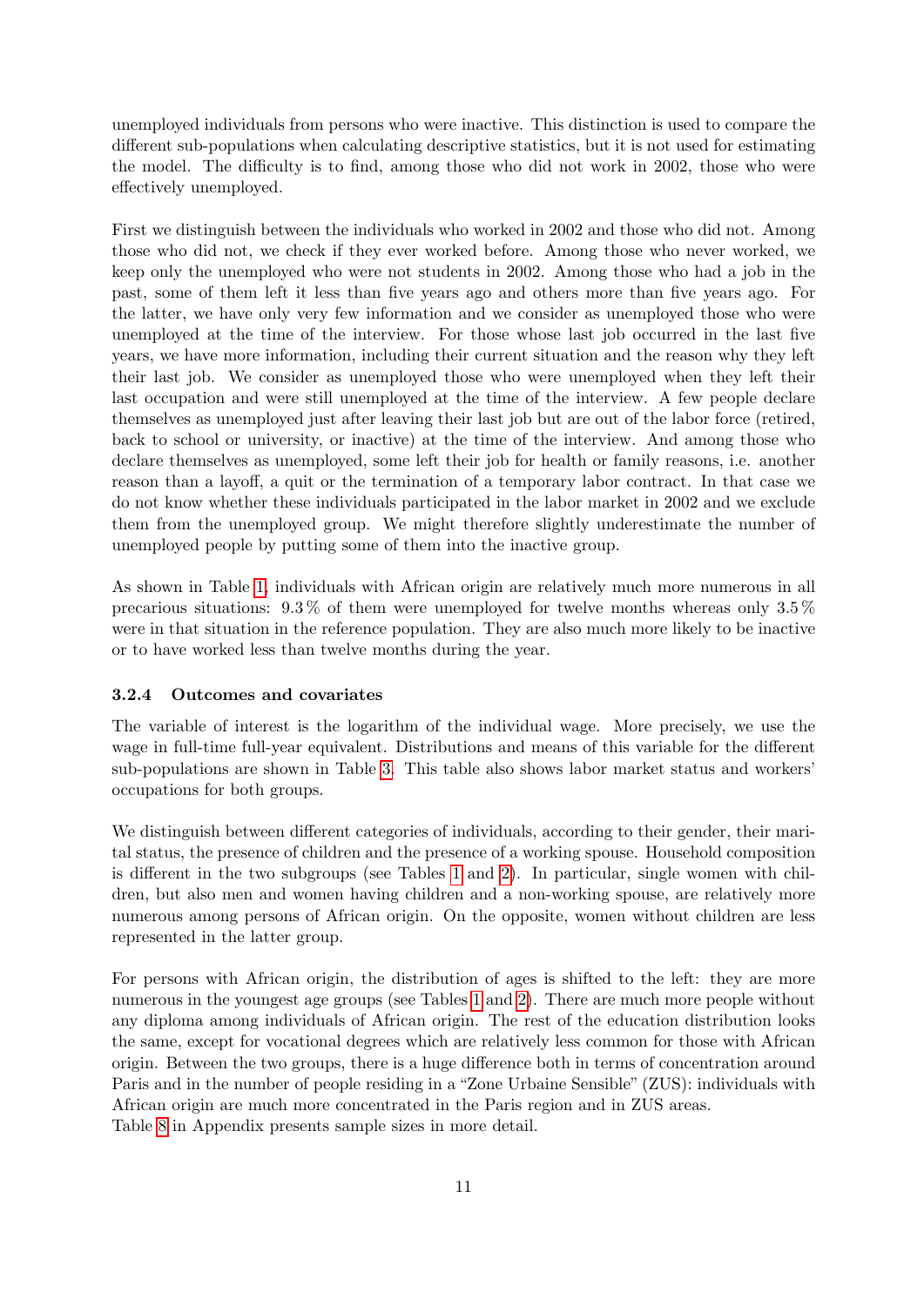unemployed individuals from persons who were inactive. This distinction is used to compare the different sub-populations when calculating descriptive statistics, but it is not used for estimating the model. The difficulty is to find, among those who did not work in 2002, those who were effectively unemployed.

First we distinguish between the individuals who worked in 2002 and those who did not. Among those who did not, we check if they ever worked before. Among those who never worked, we keep only the unemployed who were not students in 2002. Among those who had a job in the past, some of them left it less than five years ago and others more than five years ago. For the latter, we have only very few information and we consider as unemployed those who were unemployed at the time of the interview. For those whose last job occurred in the last five years, we have more information, including their current situation and the reason why they left their last job. We consider as unemployed those who were unemployed when they left their last occupation and were still unemployed at the time of the interview. A few people declare themselves as unemployed just after leaving their last job but are out of the labor force (retired, back to school or university, or inactive) at the time of the interview. And among those who declare themselves as unemployed, some left their job for health or family reasons, i.e. another reason than a layoff, a quit or the termination of a temporary labor contract. In that case we do not know whether these individuals participated in the labor market in 2002 and we exclude them from the unemployed group. We might therefore slightly underestimate the number of unemployed people by putting some of them into the inactive group.

As shown in Table 1, individuals with African origin are relatively much more numerous in all precarious situations: 9.3 % of them were unemployed for twelve months whereas only 3.5 % were in that situation in the reference population. They are also much more likely to be inactive or to have worked less than twelve months during the year.

### 3.2.4 Outcomes and covariates

The variable of interest is the logarithm of the individual wage. More precisely, we use the wage in full-time full-year equivalent. Distributions and means of this variable for the different sub-populations are shown in Table 3. This table also shows labor market status and workers' occupations for both groups.

We distinguish between different categories of individuals, according to their gender, their marital status, the presence of children and the presence of a working spouse. Household composition is different in the two subgroups (see Tables 1 and 2). In particular, single women with children, but also men and women having children and a non-working spouse, are relatively more numerous among persons of African origin. On the opposite, women without children are less represented in the latter group.

For persons with African origin, the distribution of ages is shifted to the left: they are more numerous in the youngest age groups (see Tables 1 and 2). There are much more people without any diploma among individuals of African origin. The rest of the education distribution looks the same, except for vocational degrees which are relatively less common for those with African origin. Between the two groups, there is a huge difference both in terms of concentration around Paris and in the number of people residing in a "Zone Urbaine Sensible" (ZUS): individuals with African origin are much more concentrated in the Paris region and in ZUS areas.
Table 8 in Appendix presents sample sizes in more detail.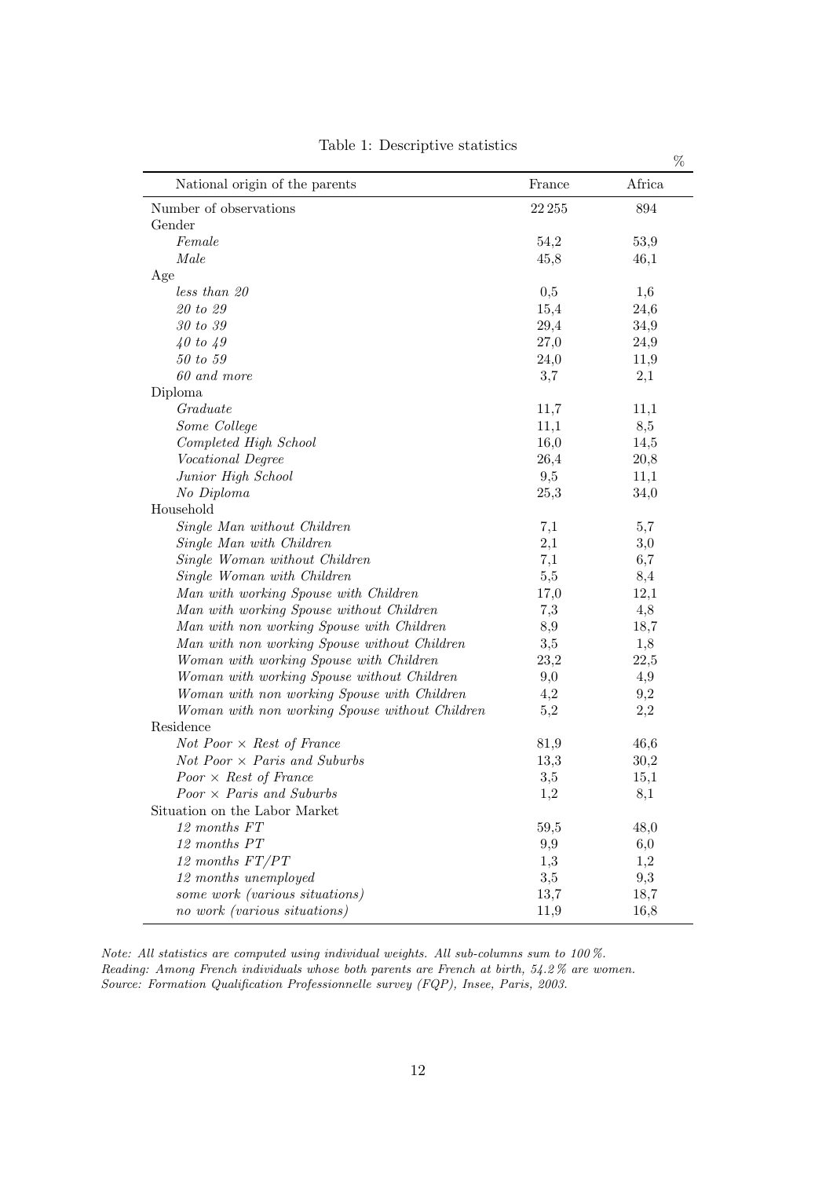Table 1: Descriptive statistics

| National origin of the parents | France | Africa |
|---|---|---|
| Number of observations | 22 255 | 894 |
| Gender | | |
| *Female* | 54,2 | 53,9 |
| *Male* | 45,8 | 46,1 |
| Age | | |
| *less than 20* | 0,5 | 1,6 |
| *20 to 29* | 15,4 | 24,6 |
| *30 to 39* | 29,4 | 34,9 |
| *40 to 49* | 27,0 | 24,9 |
| *50 to 59* | 24,0 | 11,9 |
| *60 and more* | 3,7 | 2,1 |
| Diploma | | |
| *Graduate* | 11,7 | 11,1 |
| *Some College* | 11,1 | 8,5 |
| *Completed High School* | 16,0 | 14,5 |
| *Vocational Degree* | 26,4 | 20,8 |
| *Junior High School* | 9,5 | 11,1 |
| *No Diploma* | 25,3 | 34,0 |
| Household | | |
| *Single Man without Children* | 7,1 | 5,7 |
| *Single Man with Children* | 2,1 | 3,0 |
| *Single Woman without Children* | 7,1 | 6,7 |
| *Single Woman with Children* | 5,5 | 8,4 |
| *Man with working Spouse with Children* | 17,0 | 12,1 |
| *Man with working Spouse without Children* | 7,3 | 4,8 |
| *Man with non working Spouse with Children* | 8,9 | 18,7 |
| *Man with non working Spouse without Children* | 3,5 | 1,8 |
| *Woman with working Spouse with Children* | 23,2 | 22,5 |
| *Woman with working Spouse without Children* | 9,0 | 4,9 |
| *Woman with non working Spouse with Children* | 4,2 | 9,2 |
| *Woman with non working Spouse without Children* | 5,2 | 2,2 |
| Residence | | |
| *Not Poor × Rest of France* | 81,9 | 46,6 |
| *Not Poor × Paris and Suburbs* | 13,3 | 30,2 |
| *Poor × Rest of France* | 3,5 | 15,1 |
| *Poor × Paris and Suburbs* | 1,2 | 8,1 |
| Situation on the Labor Market | | |
| *12 months FT* | 59,5 | 48,0 |
| *12 months PT* | 9,9 | 6,0 |
| *12 months FT/PT* | 1,3 | 1,2 |
| *12 months unemployed* | 3,5 | 9,3 |
| *some work (various situations)* | 13,7 | 18,7 |
| *no work (various situations)* | 11,9 | 16,8 |

%

*Note: All statistics are computed using individual weights. All sub-columns sum to 100 %.*
*Reading: Among French individuals whose both parents are French at birth, 54.2 % are women.*
*Source: Formation Qualification Professionnelle survey (FQP), Insee, Paris, 2003.*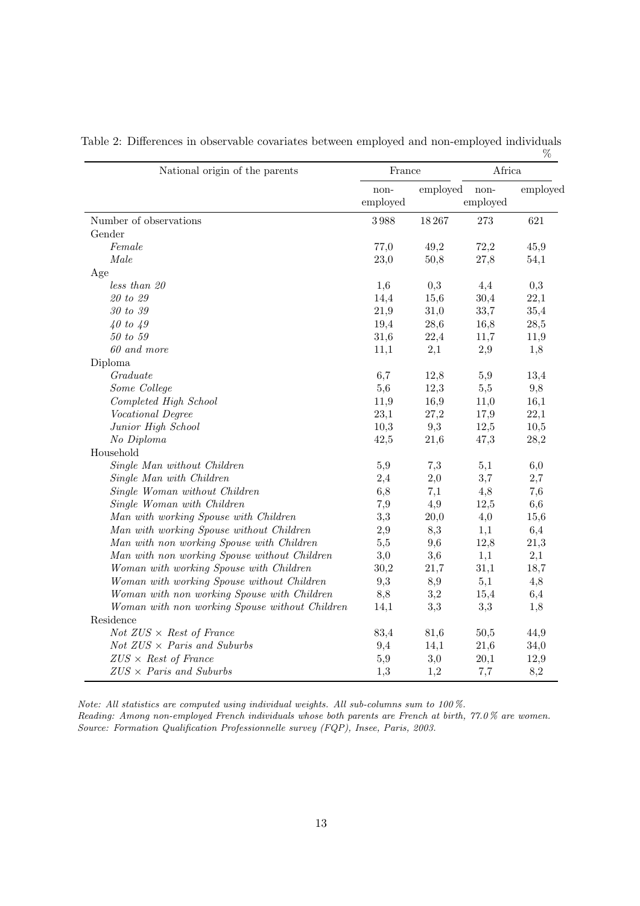Table 2: Differences in observable covariates between employed and non-employed individuals

%

| National origin of the parents | France | | Africa | |
|---|---|---|---|---|
| | non-employed | employed | non-employed | employed |
| Number of observations | 3988 | 18267 | 273 | 621 |
| Gender | | | | |
| *Female* | 77,0 | 49,2 | 72,2 | 45,9 |
| *Male* | 23,0 | 50,8 | 27,8 | 54,1 |
| Age | | | | |
| *less than 20* | 1,6 | 0,3 | 4,4 | 0,3 |
| *20 to 29* | 14,4 | 15,6 | 30,4 | 22,1 |
| *30 to 39* | 21,9 | 31,0 | 33,7 | 35,4 |
| *40 to 49* | 19,4 | 28,6 | 16,8 | 28,5 |
| *50 to 59* | 31,6 | 22,4 | 11,7 | 11,9 |
| *60 and more* | 11,1 | 2,1 | 2,9 | 1,8 |
| Diploma | | | | |
| *Graduate* | 6,7 | 12,8 | 5,9 | 13,4 |
| *Some College* | 5,6 | 12,3 | 5,5 | 9,8 |
| *Completed High School* | 11,9 | 16,9 | 11,0 | 16,1 |
| *Vocational Degree* | 23,1 | 27,2 | 17,9 | 22,1 |
| *Junior High School* | 10,3 | 9,3 | 12,5 | 10,5 |
| *No Diploma* | 42,5 | 21,6 | 47,3 | 28,2 |
| Household | | | | |
| *Single Man without Children* | 5,9 | 7,3 | 5,1 | 6,0 |
| *Single Man with Children* | 2,4 | 2,0 | 3,7 | 2,7 |
| *Single Woman without Children* | 6,8 | 7,1 | 4,8 | 7,6 |
| *Single Woman with Children* | 7,9 | 4,9 | 12,5 | 6,6 |
| *Man with working Spouse with Children* | 3,3 | 20,0 | 4,0 | 15,6 |
| *Man with working Spouse without Children* | 2,9 | 8,3 | 1,1 | 6,4 |
| *Man with non working Spouse with Children* | 5,5 | 9,6 | 12,8 | 21,3 |
| *Man with non working Spouse without Children* | 3,0 | 3,6 | 1,1 | 2,1 |
| *Woman with working Spouse with Children* | 30,2 | 21,7 | 31,1 | 18,7 |
| *Woman with working Spouse without Children* | 9,3 | 8,9 | 5,1 | 4,8 |
| *Woman with non working Spouse with Children* | 8,8 | 3,2 | 15,4 | 6,4 |
| *Woman with non working Spouse without Children* | 14,1 | 3,3 | 3,3 | 1,8 |
| Residence | | | | |
| *Not ZUS × Rest of France* | 83,4 | 81,6 | 50,5 | 44,9 |
| *Not ZUS × Paris and Suburbs* | 9,4 | 14,1 | 21,6 | 34,0 |
| *ZUS × Rest of France* | 5,9 | 3,0 | 20,1 | 12,9 |
| *ZUS × Paris and Suburbs* | 1,3 | 1,2 | 7,7 | 8,2 |

*Note: All statistics are computed using individual weights. All sub-columns sum to 100 %.*
*Reading: Among non-employed French individuals whose both parents are French at birth, 77.0 % are women.*
*Source: Formation Qualification Professionnelle survey (FQP), Insee, Paris, 2003.*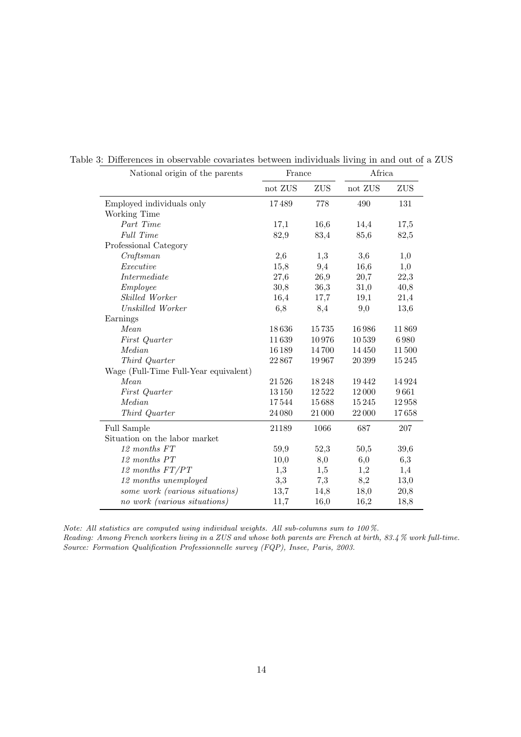Table 3: Differences in observable covariates between individuals living in and out of a ZUS

| National origin of the parents | France | | Africa | |
|---|---|---|---|---|
| | not ZUS | ZUS | not ZUS | ZUS |
| Employed individuals only | 17489 | 778 | 490 | 131 |
| Working Time | | | | |
| *Part Time* | 17,1 | 16,6 | 14,4 | 17,5 |
| *Full Time* | 82,9 | 83,4 | 85,6 | 82,5 |
| Professional Category | | | | |
| *Craftsman* | 2,6 | 1,3 | 3,6 | 1,0 |
| *Executive* | 15,8 | 9,4 | 16,6 | 1,0 |
| *Intermediate* | 27,6 | 26,9 | 20,7 | 22,3 |
| *Employee* | 30,8 | 36,3 | 31,0 | 40,8 |
| *Skilled Worker* | 16,4 | 17,7 | 19,1 | 21,4 |
| *Unskilled Worker* | 6,8 | 8,4 | 9,0 | 13,6 |
| Earnings | | | | |
| *Mean* | 18636 | 15735 | 16986 | 11869 |
| *First Quarter* | 11639 | 10976 | 10539 | 6980 |
| *Median* | 16189 | 14700 | 14450 | 11500 |
| *Third Quarter* | 22867 | 19967 | 20399 | 15245 |
| Wage (Full-Time Full-Year equivalent) | | | | |
| *Mean* | 21526 | 18248 | 19442 | 14924 |
| *First Quarter* | 13150 | 12522 | 12000 | 9661 |
| *Median* | 17544 | 15688 | 15245 | 12958 |
| *Third Quarter* | 24080 | 21000 | 22000 | 17658 |
| Full Sample | 21189 | 1066 | 687 | 207 |
| Situation on the labor market | | | | |
| *12 months FT* | 59,9 | 52,3 | 50,5 | 39,6 |
| *12 months PT* | 10,0 | 8,0 | 6,0 | 6,3 |
| *12 months FT/PT* | 1,3 | 1,5 | 1,2 | 1,4 |
| *12 months unemployed* | 3,3 | 7,3 | 8,2 | 13,0 |
| *some work (various situations)* | 13,7 | 14,8 | 18,0 | 20,8 |
| *no work (various situations)* | 11,7 | 16,0 | 16,2 | 18,8 |

*Note: All statistics are computed using individual weights. All sub-columns sum to 100 %.*
*Reading: Among French workers living in a ZUS and whose both parents are French at birth, 83.4 % work full-time.*
*Source: Formation Qualification Professionnelle survey (FQP), Insee, Paris, 2003.*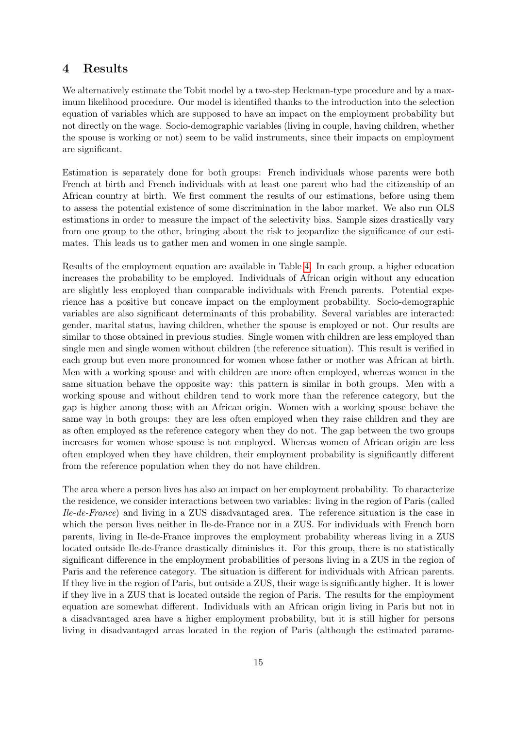## 4 Results

We alternatively estimate the Tobit model by a two-step Heckman-type procedure and by a maximum likelihood procedure. Our model is identified thanks to the introduction into the selection equation of variables which are supposed to have an impact on the employment probability but not directly on the wage. Socio-demographic variables (living in couple, having children, whether the spouse is working or not) seem to be valid instruments, since their impacts on employment are significant.

Estimation is separately done for both groups: French individuals whose parents were both French at birth and French individuals with at least one parent who had the citizenship of an African country at birth. We first comment the results of our estimations, before using them to assess the potential existence of some discrimination in the labor market. We also run OLS estimations in order to measure the impact of the selectivity bias. Sample sizes drastically vary from one group to the other, bringing about the risk to jeopardize the significance of our estimates. This leads us to gather men and women in one single sample.

Results of the employment equation are available in Table 4. In each group, a higher education increases the probability to be employed. Individuals of African origin without any education are slightly less employed than comparable individuals with French parents. Potential experience has a positive but concave impact on the employment probability. Socio-demographic variables are also significant determinants of this probability. Several variables are interacted: gender, marital status, having children, whether the spouse is employed or not. Our results are similar to those obtained in previous studies. Single women with children are less employed than single men and single women without children (the reference situation). This result is verified in each group but even more pronounced for women whose father or mother was African at birth. Men with a working spouse and with children are more often employed, whereas women in the same situation behave the opposite way: this pattern is similar in both groups. Men with a working spouse and without children tend to work more than the reference category, but the gap is higher among those with an African origin. Women with a working spouse behave the same way in both groups: they are less often employed when they raise children and they are as often employed as the reference category when they do not. The gap between the two groups increases for women whose spouse is not employed. Whereas women of African origin are less often employed when they have children, their employment probability is significantly different from the reference population when they do not have children.

The area where a person lives has also an impact on her employment probability. To characterize the residence, we consider interactions between two variables: living in the region of Paris (called *Ile-de-France*) and living in a ZUS disadvantaged area. The reference situation is the case in which the person lives neither in Ile-de-France nor in a ZUS. For individuals with French born parents, living in Ile-de-France improves the employment probability whereas living in a ZUS located outside Ile-de-France drastically diminishes it. For this group, there is no statistically significant difference in the employment probabilities of persons living in a ZUS in the region of Paris and the reference category. The situation is different for individuals with African parents. If they live in the region of Paris, but outside a ZUS, their wage is significantly higher. It is lower if they live in a ZUS that is located outside the region of Paris. The results for the employment equation are somewhat different. Individuals with an African origin living in Paris but not in a disadvantaged area have a higher employment probability, but it is still higher for persons living in disadvantaged areas located in the region of Paris (although the estimated parame-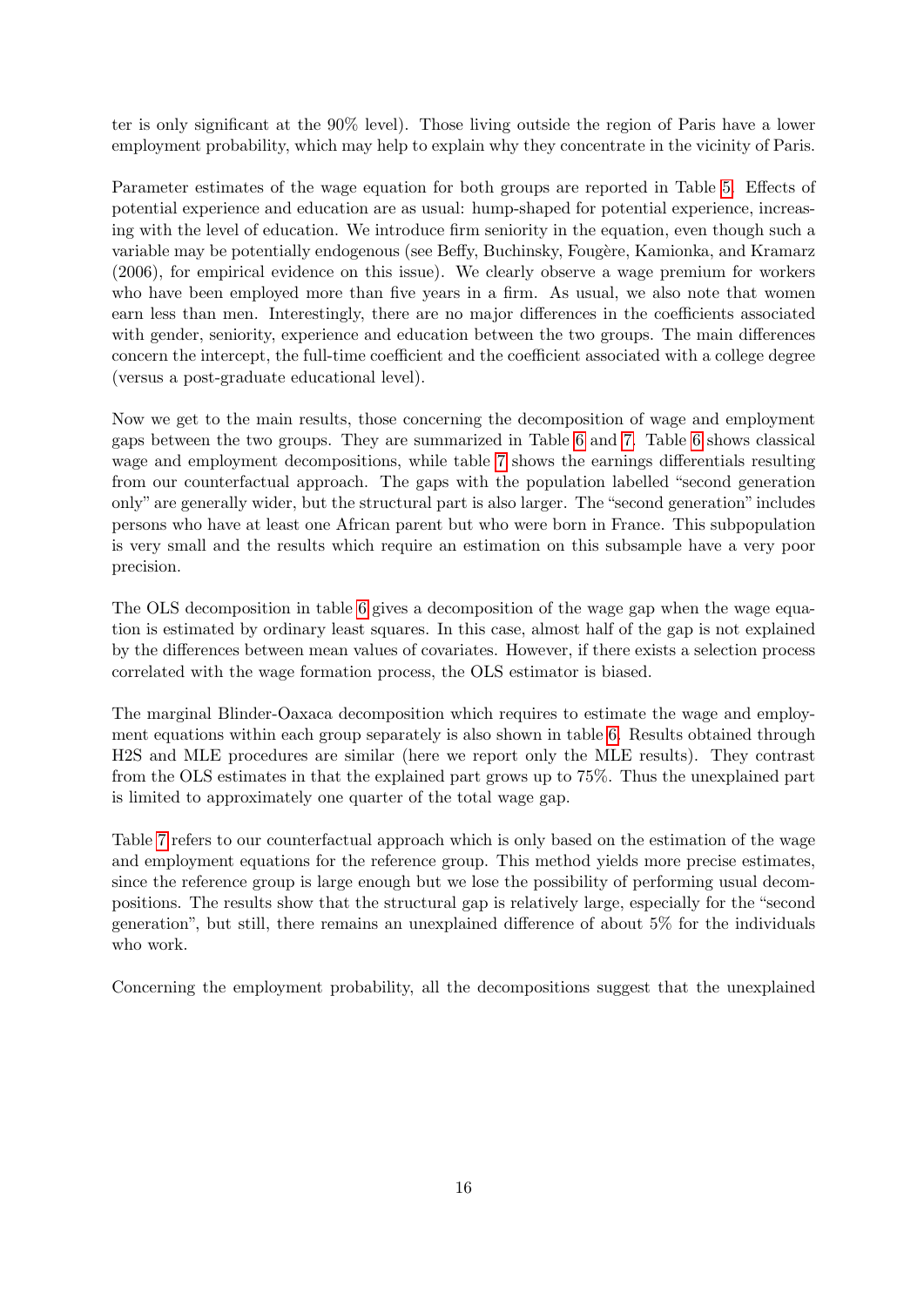ter is only significant at the 90% level). Those living outside the region of Paris have a lower employment probability, which may help to explain why they concentrate in the vicinity of Paris.

Parameter estimates of the wage equation for both groups are reported in Table 5. Effects of potential experience and education are as usual: hump-shaped for potential experience, increasing with the level of education. We introduce firm seniority in the equation, even though such a variable may be potentially endogenous (see Beffy, Buchinsky, Fougère, Kamionka, and Kramarz (2006), for empirical evidence on this issue). We clearly observe a wage premium for workers who have been employed more than five years in a firm. As usual, we also note that women earn less than men. Interestingly, there are no major differences in the coefficients associated with gender, seniority, experience and education between the two groups. The main differences concern the intercept, the full-time coefficient and the coefficient associated with a college degree (versus a post-graduate educational level).

Now we get to the main results, those concerning the decomposition of wage and employment gaps between the two groups. They are summarized in Table 6 and 7. Table 6 shows classical wage and employment decompositions, while table 7 shows the earnings differentials resulting from our counterfactual approach. The gaps with the population labelled "second generation only" are generally wider, but the structural part is also larger. The "second generation" includes persons who have at least one African parent but who were born in France. This subpopulation is very small and the results which require an estimation on this subsample have a very poor precision.

The OLS decomposition in table 6 gives a decomposition of the wage gap when the wage equation is estimated by ordinary least squares. In this case, almost half of the gap is not explained by the differences between mean values of covariates. However, if there exists a selection process correlated with the wage formation process, the OLS estimator is biased.

The marginal Blinder-Oaxaca decomposition which requires to estimate the wage and employment equations within each group separately is also shown in table 6. Results obtained through H2S and MLE procedures are similar (here we report only the MLE results). They contrast from the OLS estimates in that the explained part grows up to 75%. Thus the unexplained part is limited to approximately one quarter of the total wage gap.

Table 7 refers to our counterfactual approach which is only based on the estimation of the wage and employment equations for the reference group. This method yields more precise estimates, since the reference group is large enough but we lose the possibility of performing usual decompositions. The results show that the structural gap is relatively large, especially for the "second generation", but still, there remains an unexplained difference of about 5% for the individuals who work.

Concerning the employment probability, all the decompositions suggest that the unexplained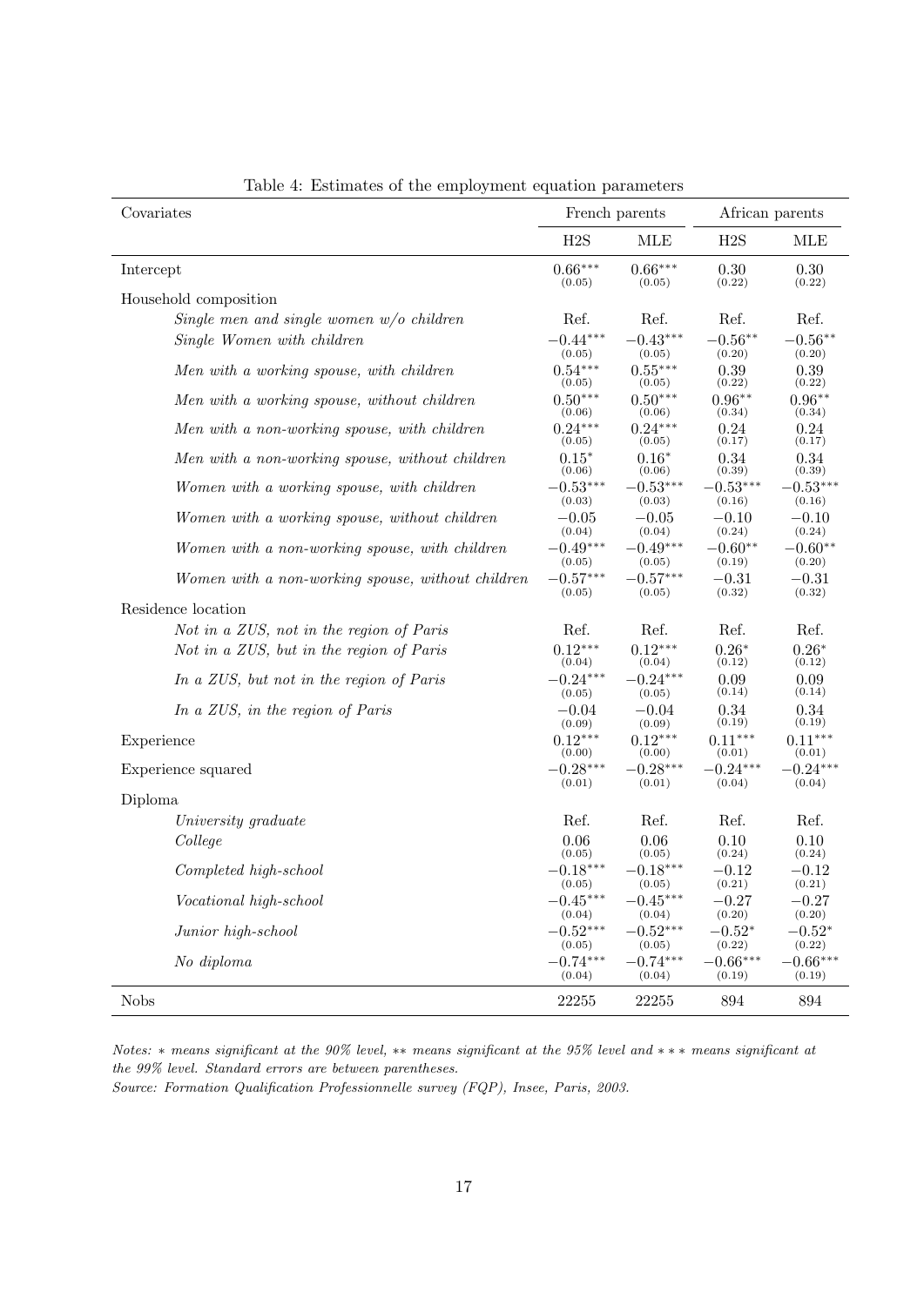Table 4: Estimates of the employment equation parameters

| Covariates | French parents | | African parents | |
|---|---|---|---|---|
| | H2S | MLE | H2S | MLE |
| Intercept | $0.66^{***}$ (0.05) | $0.66^{***}$ (0.05) | 0.30 (0.22) | 0.30 (0.22) |
| Household composition | | | | |
| *Single men and single women w/o children* | Ref. | Ref. | Ref. | Ref. |
| *Single Women with children* | $-0.44^{***}$ (0.05) | $-0.43^{***}$ (0.05) | $-0.56^{**}$ (0.20) | $-0.56^{**}$ (0.20) |
| *Men with a working spouse, with children* | $0.54^{***}$ (0.05) | $0.55^{***}$ (0.05) | 0.39 (0.22) | 0.39 (0.22) |
| *Men with a working spouse, without children* | $0.50^{***}$ (0.06) | $0.50^{***}$ (0.06) | $0.96^{**}$ (0.34) | $0.96^{**}$ (0.34) |
| *Men with a non-working spouse, with children* | $0.24^{***}$ (0.05) | $0.24^{***}$ (0.05) | 0.24 (0.17) | 0.24 (0.17) |
| *Men with a non-working spouse, without children* | $0.15^{*}$ (0.06) | $0.16^{*}$ (0.06) | 0.34 (0.39) | 0.34 (0.39) |
| *Women with a working spouse, with children* | $-0.53^{***}$ (0.03) | $-0.53^{***}$ (0.03) | $-0.53^{***}$ (0.16) | $-0.53^{***}$ (0.16) |
| *Women with a working spouse, without children* | $-0.05$ (0.04) | $-0.05$ (0.04) | $-0.10$ (0.24) | $-0.10$ (0.24) |
| *Women with a non-working spouse, with children* | $-0.49^{***}$ (0.05) | $-0.49^{***}$ (0.05) | $-0.60^{**}$ (0.19) | $-0.60^{**}$ (0.20) |
| *Women with a non-working spouse, without children* | $-0.57^{***}$ (0.05) | $-0.57^{***}$ (0.05) | $-0.31$ (0.32) | $-0.31$ (0.32) |
| Residence location | | | | |
| *Not in a ZUS, not in the region of Paris* | Ref. | Ref. | Ref. | Ref. |
| *Not in a ZUS, but in the region of Paris* | $0.12^{***}$ (0.04) | $0.12^{***}$ (0.04) | $0.26^{*}$ (0.12) | $0.26^{*}$ (0.12) |
| *In a ZUS, but not in the region of Paris* | $-0.24^{***}$ (0.05) | $-0.24^{***}$ (0.05) | 0.09 (0.14) | 0.09 (0.14) |
| *In a ZUS, in the region of Paris* | $-0.04$ (0.09) | $-0.04$ (0.09) | 0.34 (0.19) | 0.34 (0.19) |
| Experience | $0.12^{***}$ (0.00) | $0.12^{***}$ (0.00) | $0.11^{***}$ (0.01) | $0.11^{***}$ (0.01) |
| Experience squared | $-0.28^{***}$ (0.01) | $-0.28^{***}$ (0.01) | $-0.24^{***}$ (0.04) | $-0.24^{***}$ (0.04) |
| Diploma | | | | |
| *University graduate* | Ref. | Ref. | Ref. | Ref. |
| *College* | 0.06 (0.05) | 0.06 (0.05) | 0.10 (0.24) | 0.10 (0.24) |
| *Completed high-school* | $-0.18^{***}$ (0.05) | $-0.18^{***}$ (0.05) | $-0.12$ (0.21) | $-0.12$ (0.21) |
| *Vocational high-school* | $-0.45^{***}$ (0.04) | $-0.45^{***}$ (0.04) | $-0.27$ (0.20) | $-0.27$ (0.20) |
| *Junior high-school* | $-0.52^{***}$ (0.05) | $-0.52^{***}$ (0.05) | $-0.52^{*}$ (0.22) | $-0.52^{*}$ (0.22) |
| *No diploma* | $-0.74^{***}$ (0.04) | $-0.74^{***}$ (0.04) | $-0.66^{***}$ (0.19) | $-0.66^{***}$ (0.19) |
| Nobs | 22255 | 22255 | 894 | 894 |

*Notes:* $*$ *means significant at the 90% level,* $**$ *means significant at the 95% level and* $***$ *means significant at the 99% level. Standard errors are between parentheses.*
*Source: Formation Qualification Professionnelle survey (FQP), Insee, Paris, 2003.*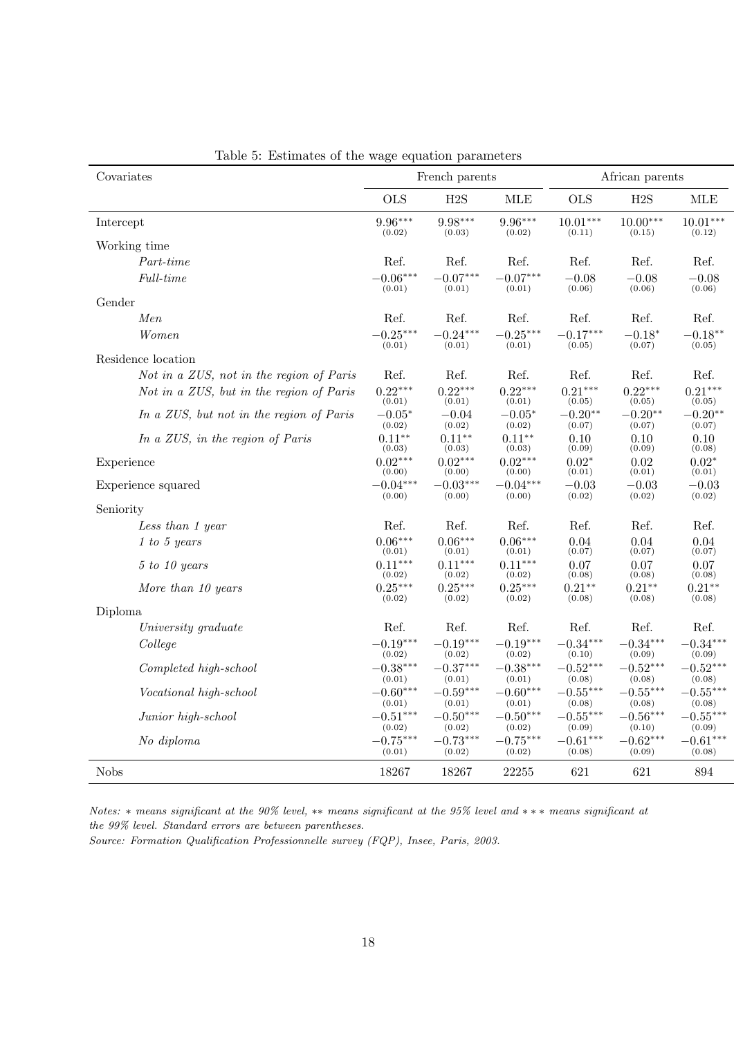Table 5: Estimates of the wage equation parameters

| Covariates | French parents | | | African parents | | |
|---|---|---|---|---|---|---|
| | OLS | H2S | MLE | OLS | H2S | MLE |
| Intercept | $9.96^{***}$ (0.02) | $9.98^{***}$ (0.03) | $9.96^{***}$ (0.02) | $10.01^{***}$ (0.11) | $10.00^{***}$ (0.15) | $10.01^{***}$ (0.12) |
| Working time | | | | | | |
| *Part-time* | Ref. | Ref. | Ref. | Ref. | Ref. | Ref. |
| *Full-time* | $-0.06^{***}$ (0.01) | $-0.07^{***}$ (0.01) | $-0.07^{***}$ (0.01) | $-0.08$ (0.06) | $-0.08$ (0.06) | $-0.08$ (0.06) |
| Gender | | | | | | |
| *Men* | Ref. | Ref. | Ref. | Ref. | Ref. | Ref. |
| *Women* | $-0.25^{***}$ (0.01) | $-0.24^{***}$ (0.01) | $-0.25^{***}$ (0.01) | $-0.17^{***}$ (0.05) | $-0.18^{*}$ (0.07) | $-0.18^{**}$ (0.05) |
| Residence location | | | | | | |
| *Not in a ZUS, not in the region of Paris* | Ref. | Ref. | Ref. | Ref. | Ref. | Ref. |
| *Not in a ZUS, but in the region of Paris* | $0.22^{***}$ (0.01) | $0.22^{***}$ (0.01) | $0.22^{***}$ (0.01) | $0.21^{***}$ (0.05) | $0.22^{***}$ (0.05) | $0.21^{***}$ (0.05) |
| *In a ZUS, but not in the region of Paris* | $-0.05^{*}$ (0.02) | $-0.04$ (0.02) | $-0.05^{*}$ (0.02) | $-0.20^{**}$ (0.07) | $-0.20^{**}$ (0.07) | $-0.20^{**}$ (0.07) |
| *In a ZUS, in the region of Paris* | $0.11^{**}$ (0.03) | $0.11^{**}$ (0.03) | $0.11^{**}$ (0.03) | $0.10$ (0.09) | $0.10$ (0.09) | $0.10$ (0.08) |
| Experience | $0.02^{***}$ (0.00) | $0.02^{***}$ (0.00) | $0.02^{***}$ (0.00) | $0.02^{*}$ (0.01) | $0.02$ (0.01) | $0.02^{*}$ (0.01) |
| Experience squared | $-0.04^{***}$ (0.00) | $-0.03^{***}$ (0.00) | $-0.04^{***}$ (0.00) | $-0.03$ (0.02) | $-0.03$ (0.02) | $-0.03$ (0.02) |
| Seniority | | | | | | |
| *Less than 1 year* | Ref. | Ref. | Ref. | Ref. | Ref. | Ref. |
| *1 to 5 years* | $0.06^{***}$ (0.01) | $0.06^{***}$ (0.01) | $0.06^{***}$ (0.01) | $0.04$ (0.07) | $0.04$ (0.07) | $0.04$ (0.07) |
| *5 to 10 years* | $0.11^{***}$ (0.02) | $0.11^{***}$ (0.02) | $0.11^{***}$ (0.02) | $0.07$ (0.08) | $0.07$ (0.08) | $0.07$ (0.08) |
| *More than 10 years* | $0.25^{***}$ (0.02) | $0.25^{***}$ (0.02) | $0.25^{***}$ (0.02) | $0.21^{**}$ (0.08) | $0.21^{**}$ (0.08) | $0.21^{**}$ (0.08) |
| Diploma | | | | | | |
| *University graduate* | Ref. | Ref. | Ref. | Ref. | Ref. | Ref. |
| *College* | $-0.19^{***}$ (0.02) | $-0.19^{***}$ (0.02) | $-0.19^{***}$ (0.02) | $-0.34^{***}$ (0.10) | $-0.34^{***}$ (0.09) | $-0.34^{***}$ (0.09) |
| *Completed high-school* | $-0.38^{***}$ (0.01) | $-0.37^{***}$ (0.01) | $-0.38^{***}$ (0.01) | $-0.52^{***}$ (0.08) | $-0.52^{***}$ (0.08) | $-0.52^{***}$ (0.08) |
| *Vocational high-school* | $-0.60^{***}$ (0.01) | $-0.59^{***}$ (0.01) | $-0.60^{***}$ (0.01) | $-0.55^{***}$ (0.08) | $-0.55^{***}$ (0.08) | $-0.55^{***}$ (0.08) |
| *Junior high-school* | $-0.51^{***}$ (0.02) | $-0.50^{***}$ (0.02) | $-0.50^{***}$ (0.02) | $-0.55^{***}$ (0.09) | $-0.56^{***}$ (0.10) | $-0.55^{***}$ (0.09) |
| *No diploma* | $-0.75^{***}$ (0.01) | $-0.73^{***}$ (0.02) | $-0.75^{***}$ (0.02) | $-0.61^{***}$ (0.08) | $-0.62^{***}$ (0.09) | $-0.61^{***}$ (0.08) |
| Nobs | 18267 | 18267 | 22255 | 621 | 621 | 894 |

*Notes: $*$ means significant at the 90% level, $**$ means significant at the 95% level and $***$ means significant at the 99% level. Standard errors are between parentheses.*

*Source: Formation Qualification Professionnelle survey (FQP), Insee, Paris, 2003.*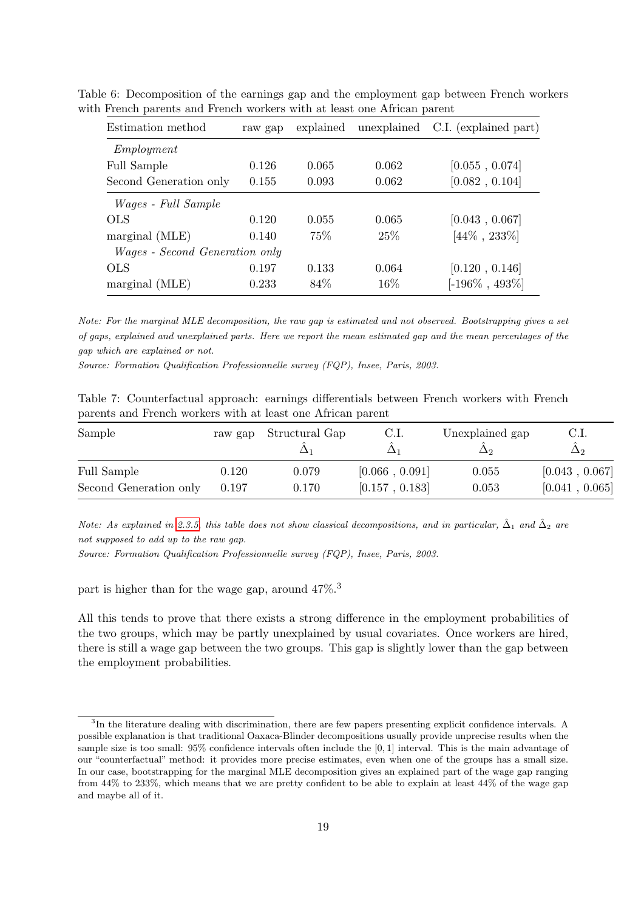Table 6: Decomposition of the earnings gap and the employment gap between French workers with French parents and French workers with at least one African parent

| Estimation method | raw gap | explained | unexplained | C.I. (explained part) |
|---|---|---|---|---|
| *Employment* | | | | |
| Full Sample | 0.126 | 0.065 | 0.062 | [0.055 , 0.074] |
| Second Generation only | 0.155 | 0.093 | 0.062 | [0.082 , 0.104] |
| *Wages - Full Sample* | | | | |
| OLS | 0.120 | 0.055 | 0.065 | [0.043 , 0.067] |
| marginal (MLE) | 0.140 | 75% | 25% | [44% , 233%] |
| *Wages - Second Generation only* | | | | |
| OLS | 0.197 | 0.133 | 0.064 | [0.120 , 0.146] |
| marginal (MLE) | 0.233 | 84% | 16% | [-196% , 493%] |

*Note: For the marginal MLE decomposition, the raw gap is estimated and not observed. Bootstrapping gives a set of gaps, explained and unexplained parts. Here we report the mean estimated gap and the mean percentages of the gap which are explained or not.*

*Source: Formation Qualification Professionnelle survey (FQP), Insee, Paris, 2003.*

Table 7: Counterfactual approach: earnings differentials between French workers with French parents and French workers with at least one African parent

| Sample | raw gap | Structural Gap $\hat{\Delta}_1$ | C.I. $\hat{\Delta}_1$ | Unexplained gap $\hat{\Delta}_2$ | C.I. $\hat{\Delta}_2$ |
|---|---|---|---|---|---|
| Full Sample | 0.120 | 0.079 | [0.066 , 0.091] | 0.055 | [0.043 , 0.067] |
| Second Generation only | 0.197 | 0.170 | [0.157 , 0.183] | 0.053 | [0.041 , 0.065] |

*Note: As explained in 2.3.5, this table does not show classical decompositions, and in particular, $\hat{\Delta}_1$ and $\hat{\Delta}_2$ are not supposed to add up to the raw gap.*

*Source: Formation Qualification Professionnelle survey (FQP), Insee, Paris, 2003.*

part is higher than for the wage gap, around 47%.[3]

All this tends to prove that there exists a strong difference in the employment probabilities of the two groups, which may be partly unexplained by usual covariates. Once workers are hired, there is still a wage gap between the two groups. This gap is slightly lower than the gap between the employment probabilities.

[3] In the literature dealing with discrimination, there are few papers presenting explicit confidence intervals. A possible explanation is that traditional Oaxaca-Blinder decompositions usually provide unprecise results when the sample size is too small: 95% confidence intervals often include the $[0, 1]$ interval. This is the main advantage of our "counterfactual" method: it provides more precise estimates, even when one of the groups has a small size. In our case, bootstrapping for the marginal MLE decomposition gives an explained part of the wage gap ranging from 44% to 233%, which means that we are pretty confident to be able to explain at least 44% of the wage gap and maybe all of it.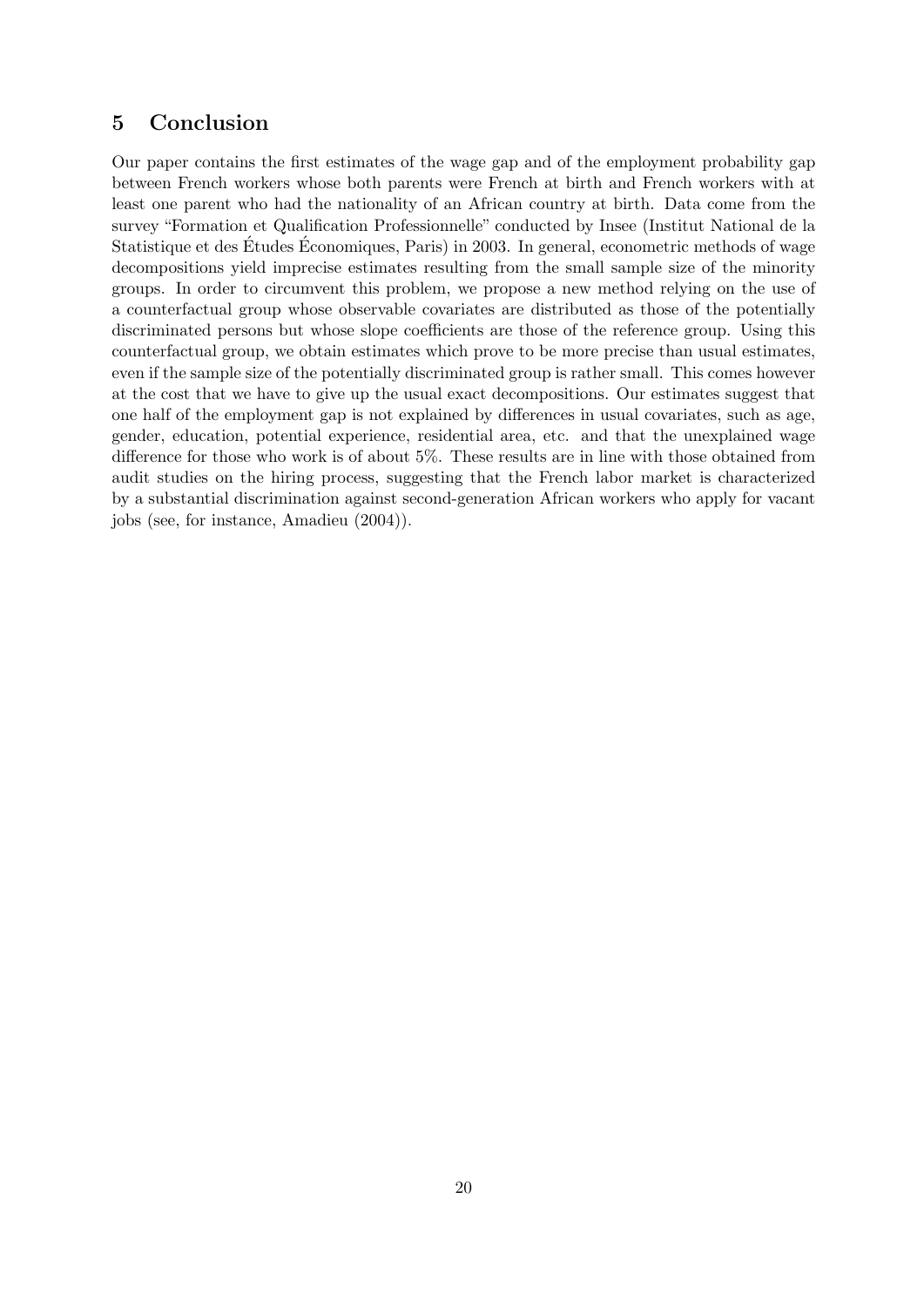## 5 Conclusion

Our paper contains the first estimates of the wage gap and of the employment probability gap between French workers whose both parents were French at birth and French workers with at least one parent who had the nationality of an African country at birth. Data come from the survey "Formation et Qualification Professionnelle" conducted by Insee (Institut National de la Statistique et des Études Économiques, Paris) in 2003. In general, econometric methods of wage decompositions yield imprecise estimates resulting from the small sample size of the minority groups. In order to circumvent this problem, we propose a new method relying on the use of a counterfactual group whose observable covariates are distributed as those of the potentially discriminated persons but whose slope coefficients are those of the reference group. Using this counterfactual group, we obtain estimates which prove to be more precise than usual estimates, even if the sample size of the potentially discriminated group is rather small. This comes however at the cost that we have to give up the usual exact decompositions. Our estimates suggest that one half of the employment gap is not explained by differences in usual covariates, such as age, gender, education, potential experience, residential area, etc. and that the unexplained wage difference for those who work is of about 5%. These results are in line with those obtained from audit studies on the hiring process, suggesting that the French labor market is characterized by a substantial discrimination against second-generation African workers who apply for vacant jobs (see, for instance, Amadieu (2004)).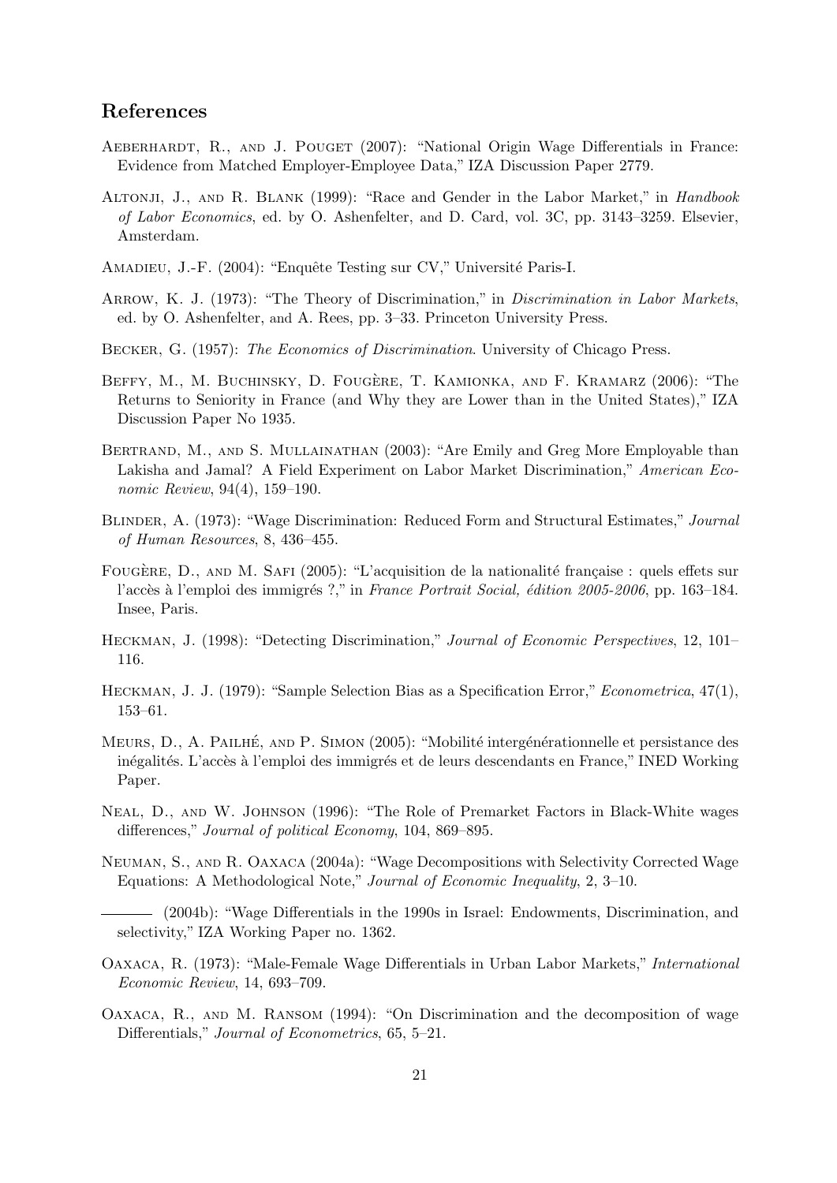## References

Aeberhardt, R., and J. Pouget (2007): "National Origin Wage Differentials in France: Evidence from Matched Employer-Employee Data," IZA Discussion Paper 2779.

Altonji, J., and R. Blank (1999): "Race and Gender in the Labor Market," in *Handbook of Labor Economics*, ed. by O. Ashenfelter, and D. Card, vol. 3C, pp. 3143–3259. Elsevier, Amsterdam.

Amadieu, J.-F. (2004): "Enquête Testing sur CV," Université Paris-I.

Arrow, K. J. (1973): "The Theory of Discrimination," in *Discrimination in Labor Markets*, ed. by O. Ashenfelter, and A. Rees, pp. 3–33. Princeton University Press.

Becker, G. (1957): *The Economics of Discrimination*. University of Chicago Press.

Beffy, M., M. Buchinsky, D. Fougère, T. Kamionka, and F. Kramarz (2006): "The Returns to Seniority in France (and Why they are Lower than in the United States)," IZA Discussion Paper No 1935.

Bertrand, M., and S. Mullainathan (2003): "Are Emily and Greg More Employable than Lakisha and Jamal? A Field Experiment on Labor Market Discrimination," *American Economic Review*, 94(4), 159–190.

Blinder, A. (1973): "Wage Discrimination: Reduced Form and Structural Estimates," *Journal of Human Resources*, 8, 436–455.

Fougère, D., and M. Safi (2005): "L'acquisition de la nationalité française : quels effets sur l'accès à l'emploi des immigrés ?," in *France Portrait Social, édition 2005-2006*, pp. 163–184. Insee, Paris.

Heckman, J. (1998): "Detecting Discrimination," *Journal of Economic Perspectives*, 12, 101–116.

Heckman, J. J. (1979): "Sample Selection Bias as a Specification Error," *Econometrica*, 47(1), 153–61.

Meurs, D., A. Pailhé, and P. Simon (2005): "Mobilité intergénérationnelle et persistance des inégalités. L'accès à l'emploi des immigrés et de leurs descendants en France," INED Working Paper.

Neal, D., and W. Johnson (1996): "The Role of Premarket Factors in Black-White wages differences," *Journal of political Economy*, 104, 869–895.

Neuman, S., and R. Oaxaca (2004a): "Wage Decompositions with Selectivity Corrected Wage Equations: A Methodological Note," *Journal of Economic Inequality*, 2, 3–10.

——— (2004b): "Wage Differentials in the 1990s in Israel: Endowments, Discrimination, and selectivity," IZA Working Paper no. 1362.

Oaxaca, R. (1973): "Male-Female Wage Differentials in Urban Labor Markets," *International Economic Review*, 14, 693–709.

Oaxaca, R., and M. Ransom (1994): "On Discrimination and the decomposition of wage Differentials," *Journal of Econometrics*, 65, 5–21.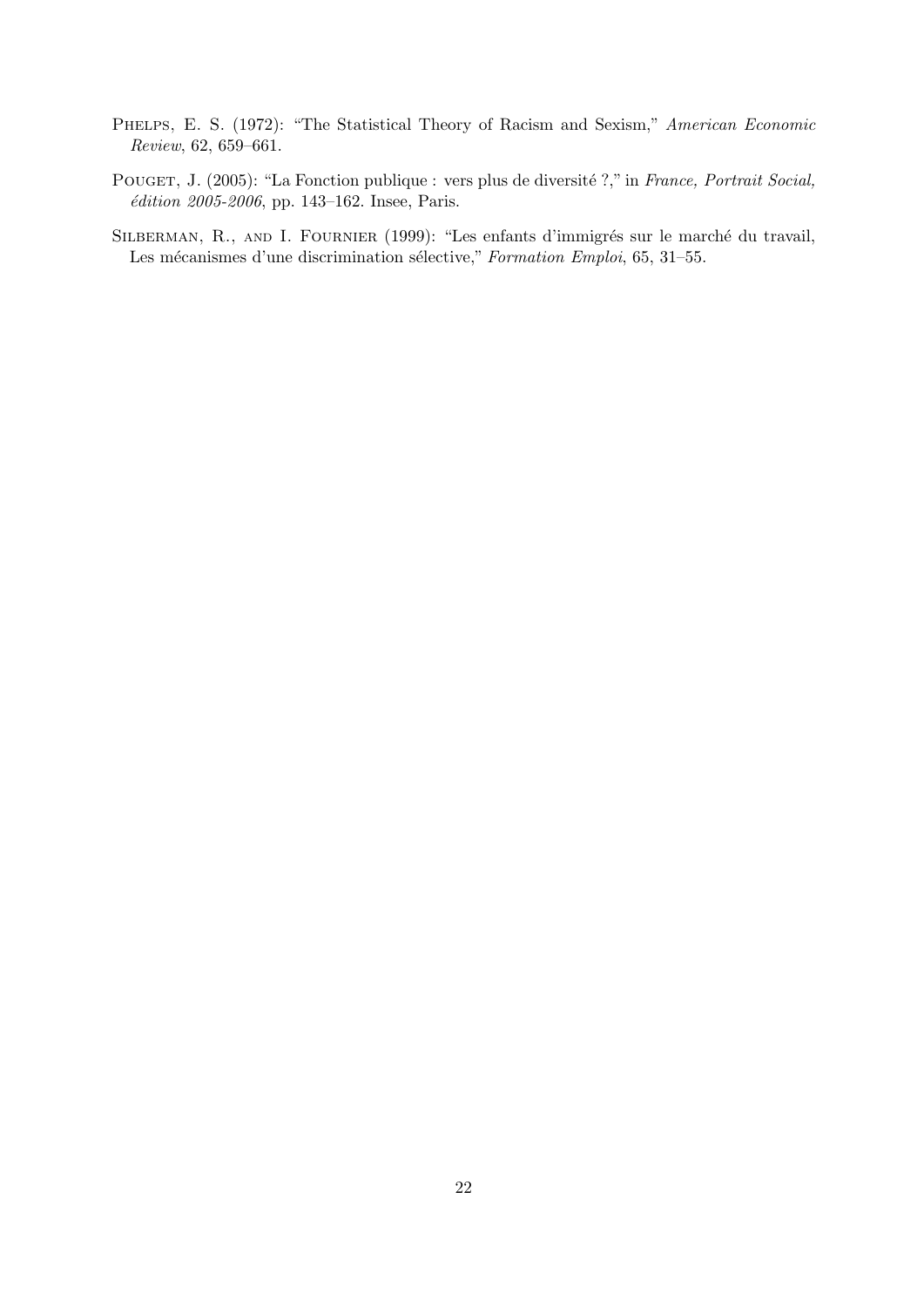Phelps, E. S. (1972): "The Statistical Theory of Racism and Sexism," *American Economic Review*, 62, 659–661.

Pouget, J. (2005): "La Fonction publique : vers plus de diversité ?," in *France, Portrait Social, édition 2005-2006*, pp. 143–162. Insee, Paris.

Silberman, R., and I. Fournier (1999): "Les enfants d'immigrés sur le marché du travail, Les mécanismes d'une discrimination sélective," *Formation Emploi*, 65, 31–55.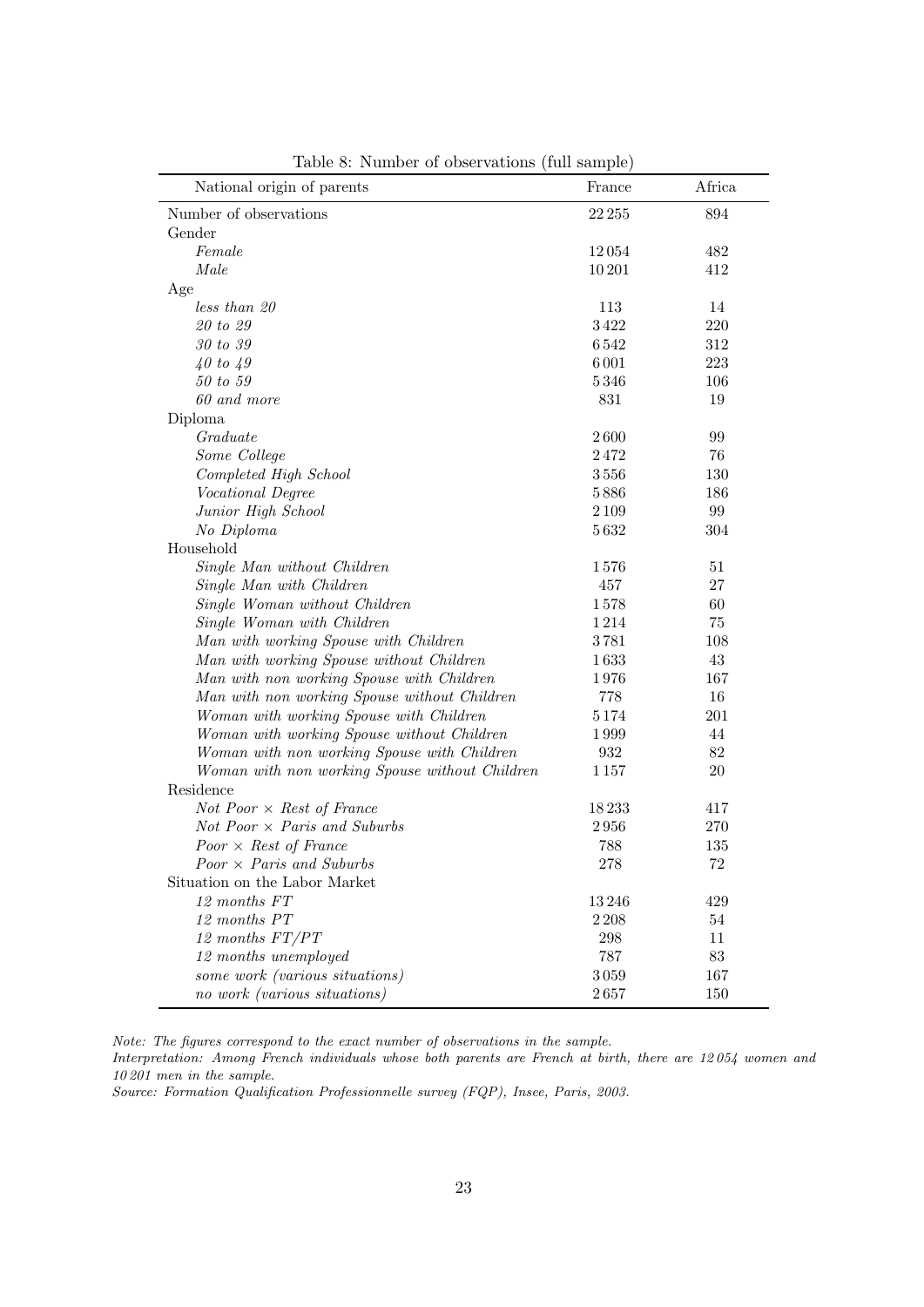Table 8: Number of observations (full sample)

| National origin of parents | France | Africa |
|---|---|---|
| Number of observations | 22 255 | 894 |
| Gender | | |
| *Female* | 12 054 | 482 |
| *Male* | 10 201 | 412 |
| Age | | |
| *less than 20* | 113 | 14 |
| *20 to 29* | 3 422 | 220 |
| *30 to 39* | 6 542 | 312 |
| *40 to 49* | 6 001 | 223 |
| *50 to 59* | 5 346 | 106 |
| *60 and more* | 831 | 19 |
| Diploma | | |
| *Graduate* | 2 600 | 99 |
| *Some College* | 2 472 | 76 |
| *Completed High School* | 3 556 | 130 |
| *Vocational Degree* | 5 886 | 186 |
| *Junior High School* | 2 109 | 99 |
| *No Diploma* | 5 632 | 304 |
| Household | | |
| *Single Man without Children* | 1 576 | 51 |
| *Single Man with Children* | 457 | 27 |
| *Single Woman without Children* | 1 578 | 60 |
| *Single Woman with Children* | 1 214 | 75 |
| *Man with working Spouse with Children* | 3 781 | 108 |
| *Man with working Spouse without Children* | 1 633 | 43 |
| *Man with non working Spouse with Children* | 1 976 | 167 |
| *Man with non working Spouse without Children* | 778 | 16 |
| *Woman with working Spouse with Children* | 5 174 | 201 |
| *Woman with working Spouse without Children* | 1 999 | 44 |
| *Woman with non working Spouse with Children* | 932 | 82 |
| *Woman with non working Spouse without Children* | 1 157 | 20 |
| Residence | | |
| *Not Poor × Rest of France* | 18 233 | 417 |
| *Not Poor × Paris and Suburbs* | 2 956 | 270 |
| *Poor × Rest of France* | 788 | 135 |
| *Poor × Paris and Suburbs* | 278 | 72 |
| Situation on the Labor Market | | |
| *12 months FT* | 13 246 | 429 |
| *12 months PT* | 2 208 | 54 |
| *12 months FT/PT* | 298 | 11 |
| *12 months unemployed* | 787 | 83 |
| *some work (various situations)* | 3 059 | 167 |
| *no work (various situations)* | 2 657 | 150 |

*Note: The figures correspond to the exact number of observations in the sample.*

*Interpretation: Among French individuals whose both parents are French at birth, there are 12 054 women and 10 201 men in the sample.*

*Source: Formation Qualification Professionnelle survey (FQP), Insee, Paris, 2003.*